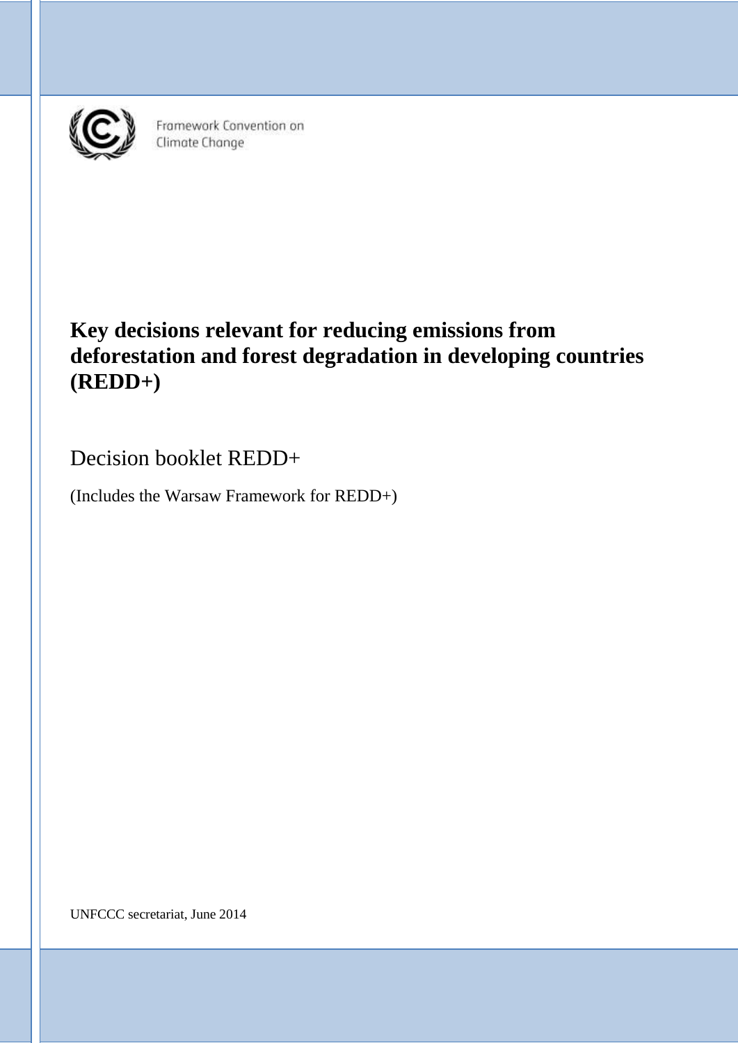Framework Convention on Climate Change

# Key decisions relevant for reducing emissions from deforestation and forest degradation in developing countries (REDD+)

Decision booklet REDD+

(Includes the Warsaw Framework for REDD+)

UNFCCC secretariat, June 2014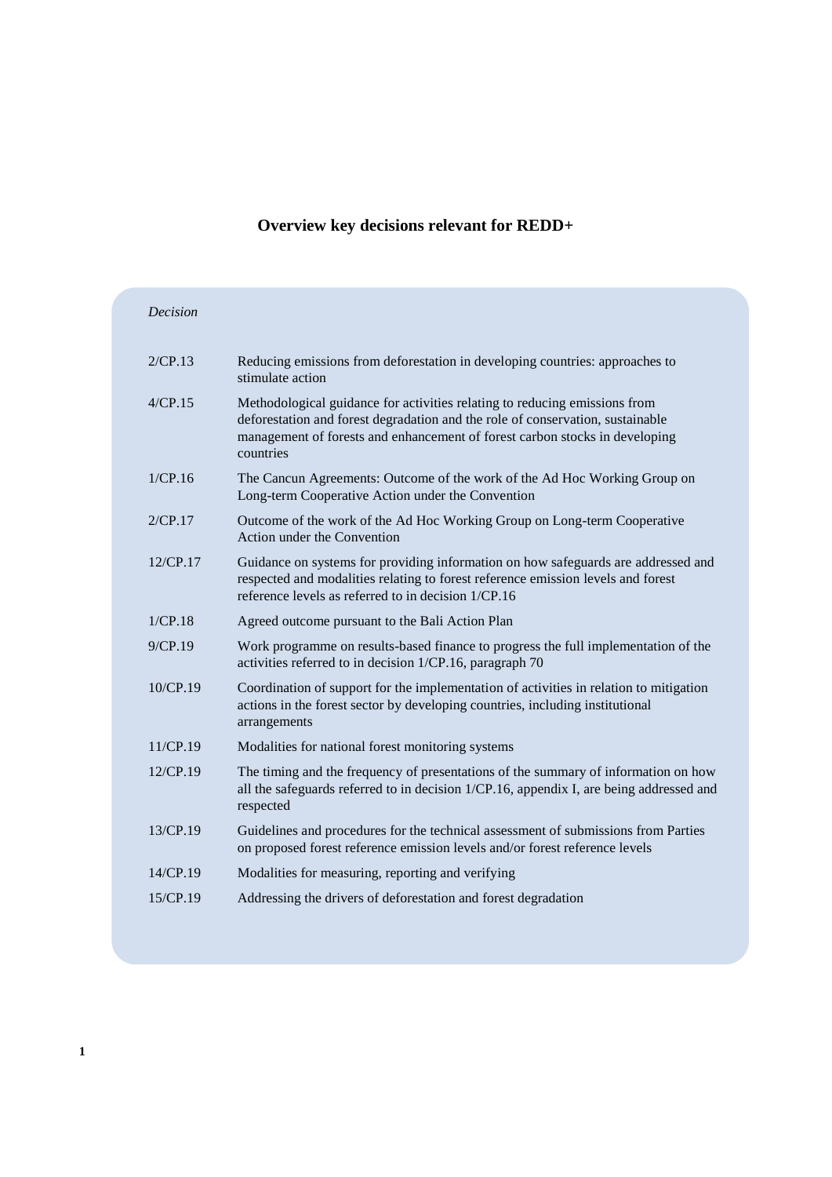# Overview key decisions relevant for REDD+

| *Decision* | |
|---|---|
| 2/CP.13 | Reducing emissions from deforestation in developing countries: approaches to stimulate action |
| 4/CP.15 | Methodological guidance for activities relating to reducing emissions from deforestation and forest degradation and the role of conservation, sustainable management of forests and enhancement of forest carbon stocks in developing countries |
| 1/CP.16 | The Cancun Agreements: Outcome of the work of the Ad Hoc Working Group on Long-term Cooperative Action under the Convention |
| 2/CP.17 | Outcome of the work of the Ad Hoc Working Group on Long-term Cooperative Action under the Convention |
| 12/CP.17 | Guidance on systems for providing information on how safeguards are addressed and respected and modalities relating to forest reference emission levels and forest reference levels as referred to in decision 1/CP.16 |
| 1/CP.18 | Agreed outcome pursuant to the Bali Action Plan |
| 9/CP.19 | Work programme on results-based finance to progress the full implementation of the activities referred to in decision 1/CP.16, paragraph 70 |
| 10/CP.19 | Coordination of support for the implementation of activities in relation to mitigation actions in the forest sector by developing countries, including institutional arrangements |
| 11/CP.19 | Modalities for national forest monitoring systems |
| 12/CP.19 | The timing and the frequency of presentations of the summary of information on how all the safeguards referred to in decision 1/CP.16, appendix I, are being addressed and respected |
| 13/CP.19 | Guidelines and procedures for the technical assessment of submissions from Parties on proposed forest reference emission levels and/or forest reference levels |
| 14/CP.19 | Modalities for measuring, reporting and verifying |
| 15/CP.19 | Addressing the drivers of deforestation and forest degradation |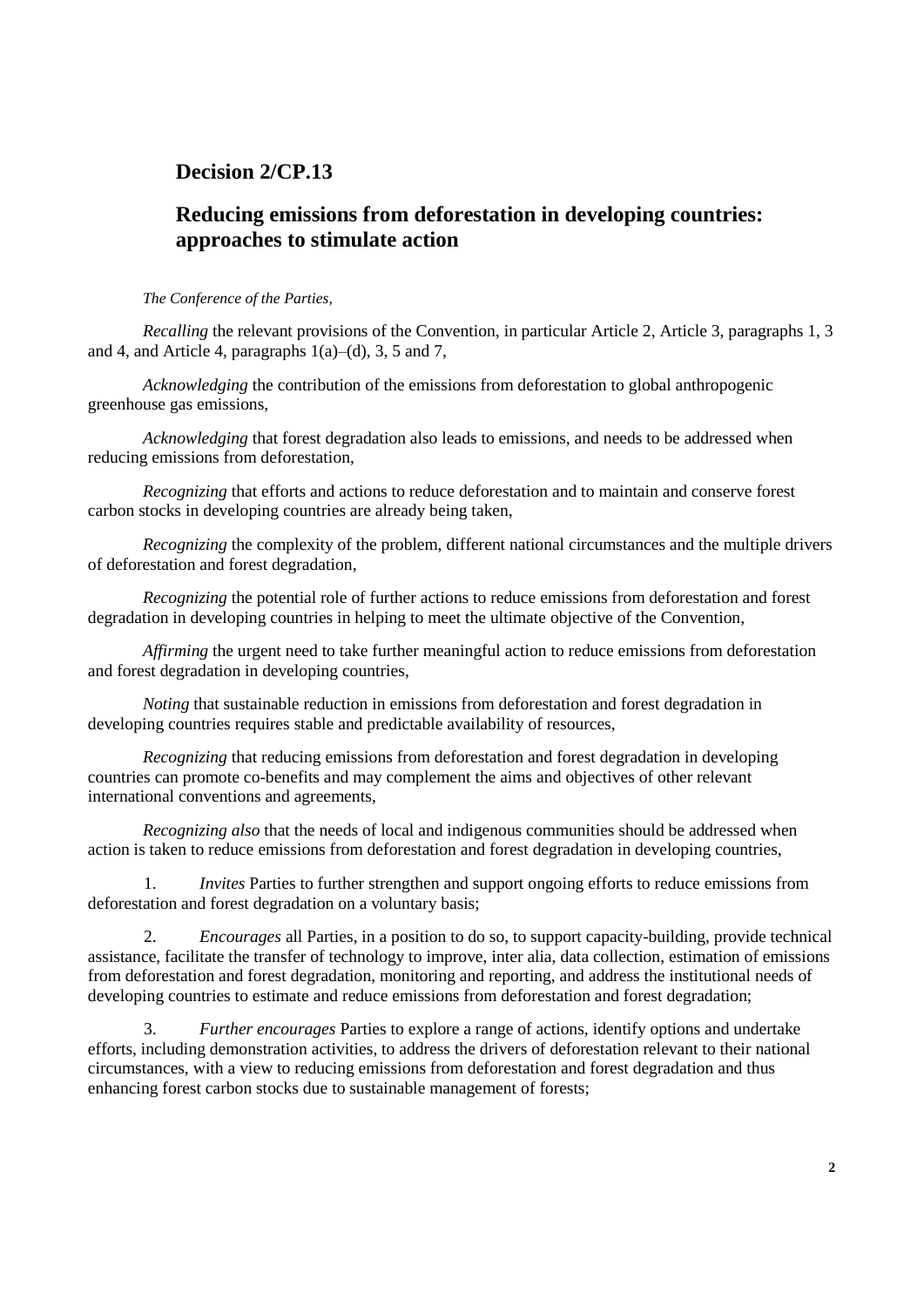## Decision 2/CP.13

## Reducing emissions from deforestation in developing countries: approaches to stimulate action

*The Conference of the Parties,*

*Recalling* the relevant provisions of the Convention, in particular Article 2, Article 3, paragraphs 1, 3 and 4, and Article 4, paragraphs 1(a)–(d), 3, 5 and 7,

*Acknowledging* the contribution of the emissions from deforestation to global anthropogenic greenhouse gas emissions,

*Acknowledging* that forest degradation also leads to emissions, and needs to be addressed when reducing emissions from deforestation,

*Recognizing* that efforts and actions to reduce deforestation and to maintain and conserve forest carbon stocks in developing countries are already being taken,

*Recognizing* the complexity of the problem, different national circumstances and the multiple drivers of deforestation and forest degradation,

*Recognizing* the potential role of further actions to reduce emissions from deforestation and forest degradation in developing countries in helping to meet the ultimate objective of the Convention,

*Affirming* the urgent need to take further meaningful action to reduce emissions from deforestation and forest degradation in developing countries,

*Noting* that sustainable reduction in emissions from deforestation and forest degradation in developing countries requires stable and predictable availability of resources,

*Recognizing* that reducing emissions from deforestation and forest degradation in developing countries can promote co-benefits and may complement the aims and objectives of other relevant international conventions and agreements,

*Recognizing also* that the needs of local and indigenous communities should be addressed when action is taken to reduce emissions from deforestation and forest degradation in developing countries,

1. *Invites* Parties to further strengthen and support ongoing efforts to reduce emissions from deforestation and forest degradation on a voluntary basis;

2. *Encourages* all Parties, in a position to do so, to support capacity-building, provide technical assistance, facilitate the transfer of technology to improve, inter alia, data collection, estimation of emissions from deforestation and forest degradation, monitoring and reporting, and address the institutional needs of developing countries to estimate and reduce emissions from deforestation and forest degradation;

3. *Further encourages* Parties to explore a range of actions, identify options and undertake efforts, including demonstration activities, to address the drivers of deforestation relevant to their national circumstances, with a view to reducing emissions from deforestation and forest degradation and thus enhancing forest carbon stocks due to sustainable management of forests;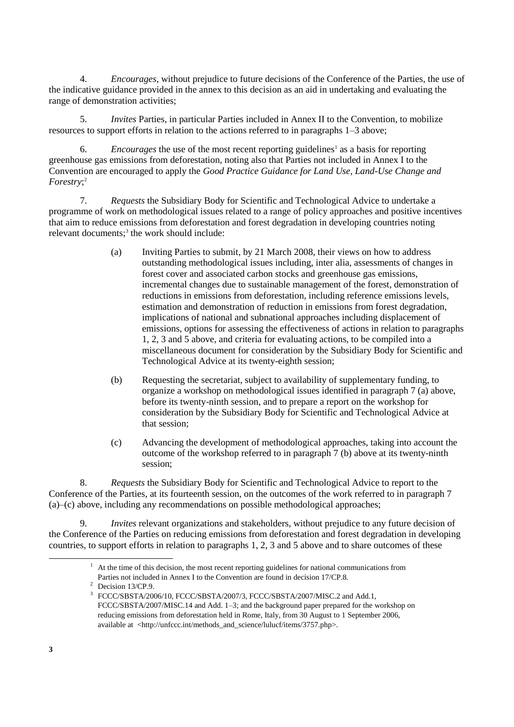4. *Encourages*, without prejudice to future decisions of the Conference of the Parties, the use of the indicative guidance provided in the annex to this decision as an aid in undertaking and evaluating the range of demonstration activities;

5. *Invites* Parties, in particular Parties included in Annex II to the Convention, to mobilize resources to support efforts in relation to the actions referred to in paragraphs 1–3 above;

6. *Encourages* the use of the most recent reporting guidelines[1] as a basis for reporting greenhouse gas emissions from deforestation, noting also that Parties not included in Annex I to the Convention are encouraged to apply the *Good Practice Guidance for Land Use, Land-Use Change and Forestry*;[2]

7. *Requests* the Subsidiary Body for Scientific and Technological Advice to undertake a programme of work on methodological issues related to a range of policy approaches and positive incentives that aim to reduce emissions from deforestation and forest degradation in developing countries noting relevant documents;[3] the work should include:

(a) Inviting Parties to submit, by 21 March 2008, their views on how to address outstanding methodological issues including, inter alia, assessments of changes in forest cover and associated carbon stocks and greenhouse gas emissions, incremental changes due to sustainable management of the forest, demonstration of reductions in emissions from deforestation, including reference emissions levels, estimation and demonstration of reduction in emissions from forest degradation, implications of national and subnational approaches including displacement of emissions, options for assessing the effectiveness of actions in relation to paragraphs 1, 2, 3 and 5 above, and criteria for evaluating actions, to be compiled into a miscellaneous document for consideration by the Subsidiary Body for Scientific and Technological Advice at its twenty-eighth session;

(b) Requesting the secretariat, subject to availability of supplementary funding, to organize a workshop on methodological issues identified in paragraph 7 (a) above, before its twenty-ninth session, and to prepare a report on the workshop for consideration by the Subsidiary Body for Scientific and Technological Advice at that session;

(c) Advancing the development of methodological approaches, taking into account the outcome of the workshop referred to in paragraph 7 (b) above at its twenty-ninth session;

8. *Requests* the Subsidiary Body for Scientific and Technological Advice to report to the Conference of the Parties, at its fourteenth session, on the outcomes of the work referred to in paragraph 7 (a)–(c) above, including any recommendations on possible methodological approaches;

9. *Invites* relevant organizations and stakeholders, without prejudice to any future decision of the Conference of the Parties on reducing emissions from deforestation and forest degradation in developing countries, to support efforts in relation to paragraphs 1, 2, 3 and 5 above and to share outcomes of these

---

[1] At the time of this decision, the most recent reporting guidelines for national communications from Parties not included in Annex I to the Convention are found in decision 17/CP.8.

[2] Decision 13/CP.9.

[3] FCCC/SBSTA/2006/10, FCCC/SBSTA/2007/3, FCCC/SBSTA/2007/MISC.2 and Add.1, FCCC/SBSTA/2007/MISC.14 and Add. 1–3; and the background paper prepared for the workshop on reducing emissions from deforestation held in Rome, Italy, from 30 August to 1 September 2006, available at <http://unfccc.int/methods_and_science/lulucf/items/3757.php>.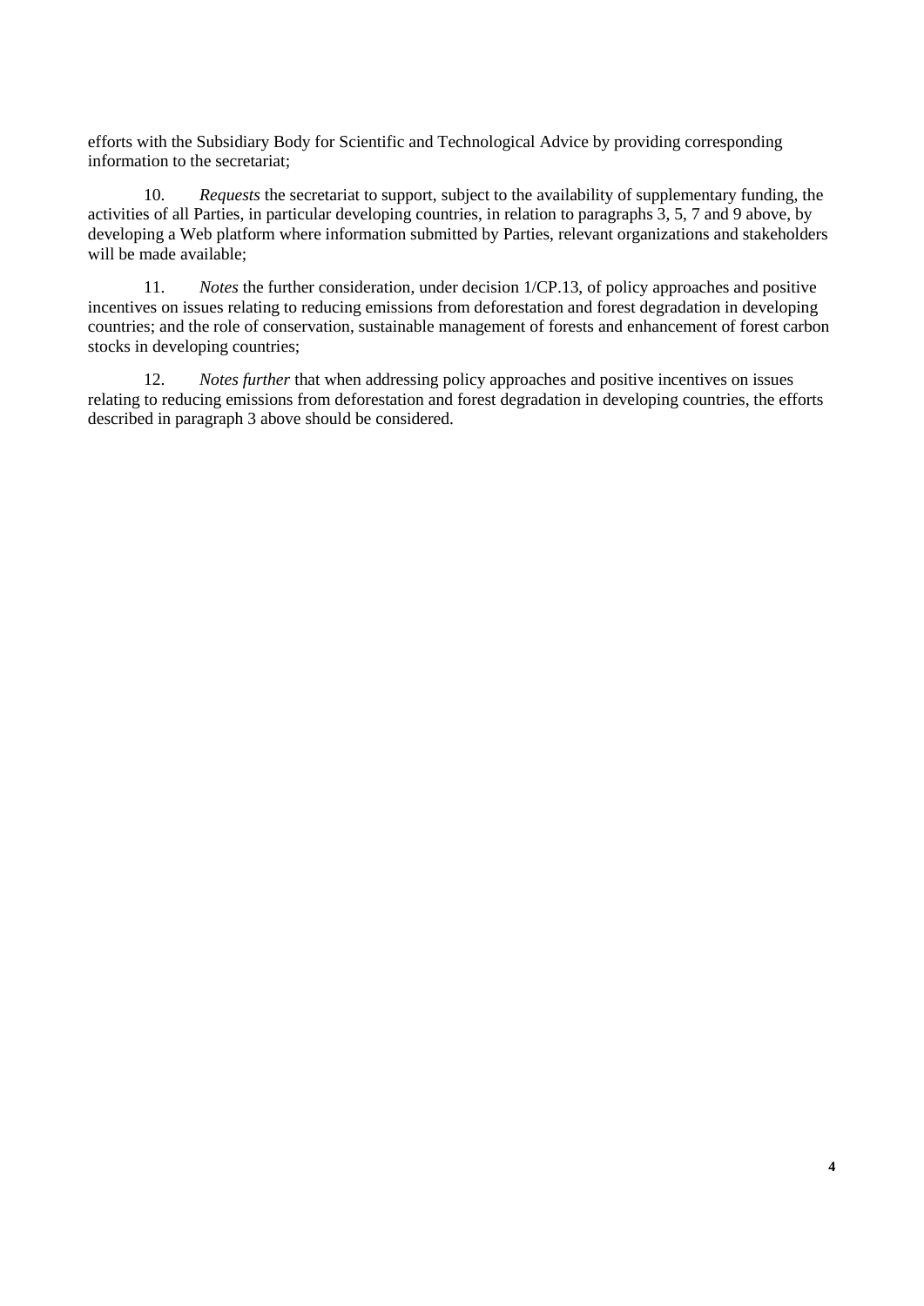efforts with the Subsidiary Body for Scientific and Technological Advice by providing corresponding information to the secretariat;

10. *Requests* the secretariat to support, subject to the availability of supplementary funding, the activities of all Parties, in particular developing countries, in relation to paragraphs 3, 5, 7 and 9 above, by developing a Web platform where information submitted by Parties, relevant organizations and stakeholders will be made available;

11. *Notes* the further consideration, under decision 1/CP.13, of policy approaches and positive incentives on issues relating to reducing emissions from deforestation and forest degradation in developing countries; and the role of conservation, sustainable management of forests and enhancement of forest carbon stocks in developing countries;

12. *Notes further* that when addressing policy approaches and positive incentives on issues relating to reducing emissions from deforestation and forest degradation in developing countries, the efforts described in paragraph 3 above should be considered.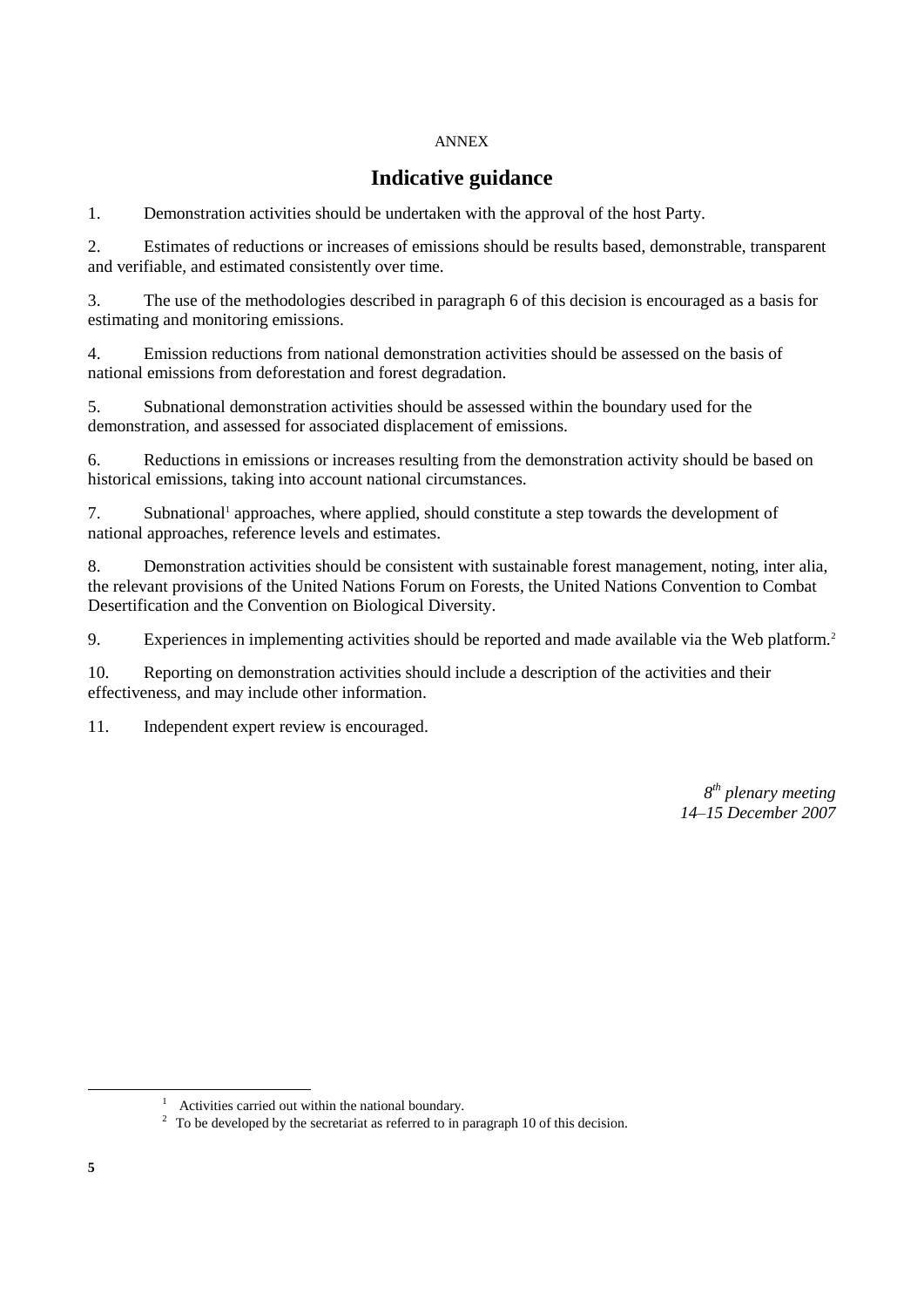ANNEX

# Indicative guidance

1. Demonstration activities should be undertaken with the approval of the host Party.

2. Estimates of reductions or increases of emissions should be results based, demonstrable, transparent and verifiable, and estimated consistently over time.

3. The use of the methodologies described in paragraph 6 of this decision is encouraged as a basis for estimating and monitoring emissions.

4. Emission reductions from national demonstration activities should be assessed on the basis of national emissions from deforestation and forest degradation.

5. Subnational demonstration activities should be assessed within the boundary used for the demonstration, and assessed for associated displacement of emissions.

6. Reductions in emissions or increases resulting from the demonstration activity should be based on historical emissions, taking into account national circumstances.

7. Subnational[1] approaches, where applied, should constitute a step towards the development of national approaches, reference levels and estimates.

8. Demonstration activities should be consistent with sustainable forest management, noting, inter alia, the relevant provisions of the United Nations Forum on Forests, the United Nations Convention to Combat Desertification and the Convention on Biological Diversity.

9. Experiences in implementing activities should be reported and made available via the Web platform.[2]

10. Reporting on demonstration activities should include a description of the activities and their effectiveness, and may include other information.

11. Independent expert review is encouraged.

*8th plenary meeting*
*14–15 December 2007*

---

[1] Activities carried out within the national boundary.

[2] To be developed by the secretariat as referred to in paragraph 10 of this decision.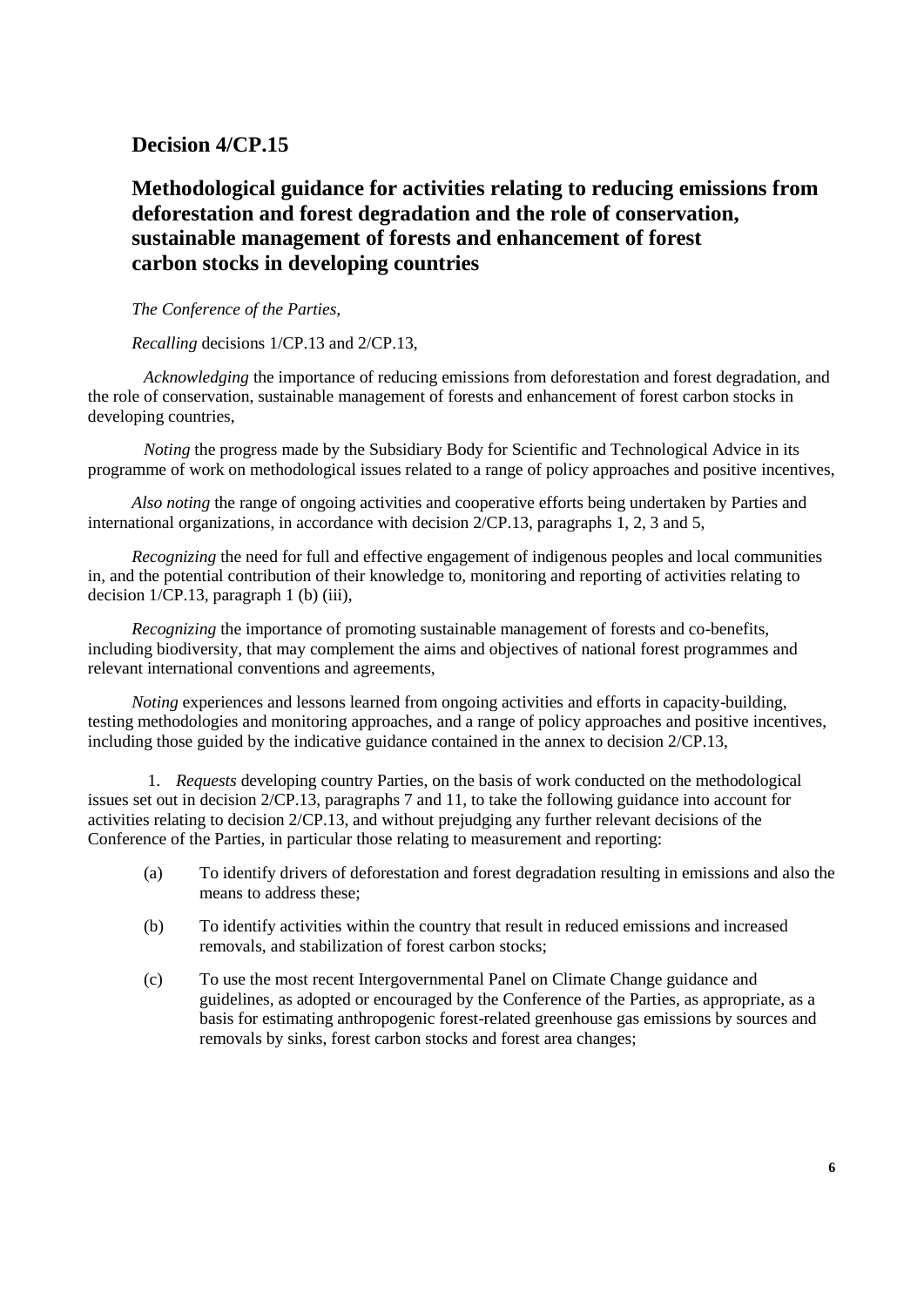## Decision 4/CP.15

## Methodological guidance for activities relating to reducing emissions from deforestation and forest degradation and the role of conservation, sustainable management of forests and enhancement of forest carbon stocks in developing countries

*The Conference of the Parties,*

*Recalling* decisions 1/CP.13 and 2/CP.13,

*Acknowledging* the importance of reducing emissions from deforestation and forest degradation, and the role of conservation, sustainable management of forests and enhancement of forest carbon stocks in developing countries,

*Noting* the progress made by the Subsidiary Body for Scientific and Technological Advice in its programme of work on methodological issues related to a range of policy approaches and positive incentives,

*Also noting* the range of ongoing activities and cooperative efforts being undertaken by Parties and international organizations, in accordance with decision 2/CP.13, paragraphs 1, 2, 3 and 5,

*Recognizing* the need for full and effective engagement of indigenous peoples and local communities in, and the potential contribution of their knowledge to, monitoring and reporting of activities relating to decision 1/CP.13, paragraph 1 (b) (iii),

*Recognizing* the importance of promoting sustainable management of forests and co-benefits, including biodiversity, that may complement the aims and objectives of national forest programmes and relevant international conventions and agreements,

*Noting* experiences and lessons learned from ongoing activities and efforts in capacity-building, testing methodologies and monitoring approaches, and a range of policy approaches and positive incentives, including those guided by the indicative guidance contained in the annex to decision 2/CP.13,

1. *Requests* developing country Parties, on the basis of work conducted on the methodological issues set out in decision 2/CP.13, paragraphs 7 and 11, to take the following guidance into account for activities relating to decision 2/CP.13, and without prejudging any further relevant decisions of the Conference of the Parties, in particular those relating to measurement and reporting:

    (a) To identify drivers of deforestation and forest degradation resulting in emissions and also the means to address these;

    (b) To identify activities within the country that result in reduced emissions and increased removals, and stabilization of forest carbon stocks;

    (c) To use the most recent Intergovernmental Panel on Climate Change guidance and guidelines, as adopted or encouraged by the Conference of the Parties, as appropriate, as a basis for estimating anthropogenic forest-related greenhouse gas emissions by sources and removals by sinks, forest carbon stocks and forest area changes;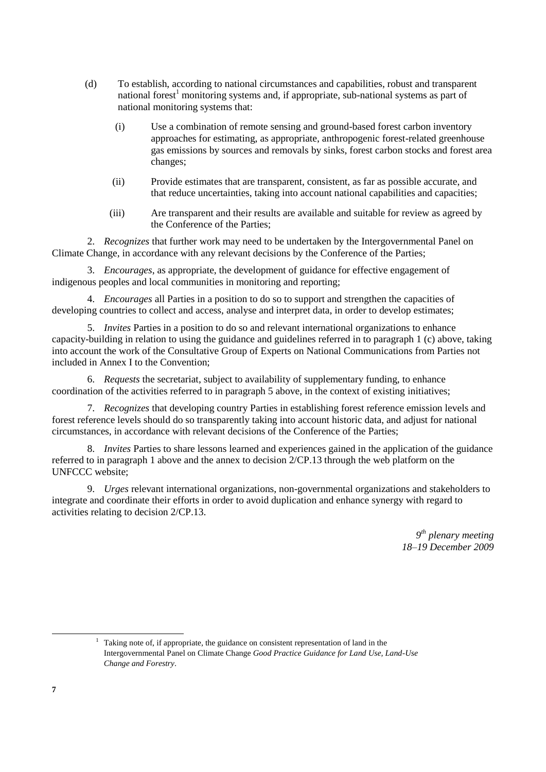(d) To establish, according to national circumstances and capabilities, robust and transparent national forest[1] monitoring systems and, if appropriate, sub-national systems as part of national monitoring systems that:

   (i) Use a combination of remote sensing and ground-based forest carbon inventory approaches for estimating, as appropriate, anthropogenic forest-related greenhouse gas emissions by sources and removals by sinks, forest carbon stocks and forest area changes;

   (ii) Provide estimates that are transparent, consistent, as far as possible accurate, and that reduce uncertainties, taking into account national capabilities and capacities;

   (iii) Are transparent and their results are available and suitable for review as agreed by the Conference of the Parties;

2. *Recognizes* that further work may need to be undertaken by the Intergovernmental Panel on Climate Change, in accordance with any relevant decisions by the Conference of the Parties;

3. *Encourages*, as appropriate, the development of guidance for effective engagement of indigenous peoples and local communities in monitoring and reporting;

4. *Encourages* all Parties in a position to do so to support and strengthen the capacities of developing countries to collect and access, analyse and interpret data, in order to develop estimates;

5. *Invites* Parties in a position to do so and relevant international organizations to enhance capacity-building in relation to using the guidance and guidelines referred in to paragraph 1 (c) above, taking into account the work of the Consultative Group of Experts on National Communications from Parties not included in Annex I to the Convention;

6. *Requests* the secretariat, subject to availability of supplementary funding, to enhance coordination of the activities referred to in paragraph 5 above, in the context of existing initiatives;

7. *Recognizes* that developing country Parties in establishing forest reference emission levels and forest reference levels should do so transparently taking into account historic data, and adjust for national circumstances, in accordance with relevant decisions of the Conference of the Parties;

8. *Invites* Parties to share lessons learned and experiences gained in the application of the guidance referred to in paragraph 1 above and the annex to decision 2/CP.13 through the web platform on the UNFCCC website;

9. *Urges* relevant international organizations, non-governmental organizations and stakeholders to integrate and coordinate their efforts in order to avoid duplication and enhance synergy with regard to activities relating to decision 2/CP.13.

*9th plenary meeting*
*18–19 December 2009*

[1] Taking note of, if appropriate, the guidance on consistent representation of land in the Intergovernmental Panel on Climate Change *Good Practice Guidance for Land Use, Land-Use Change and Forestry*.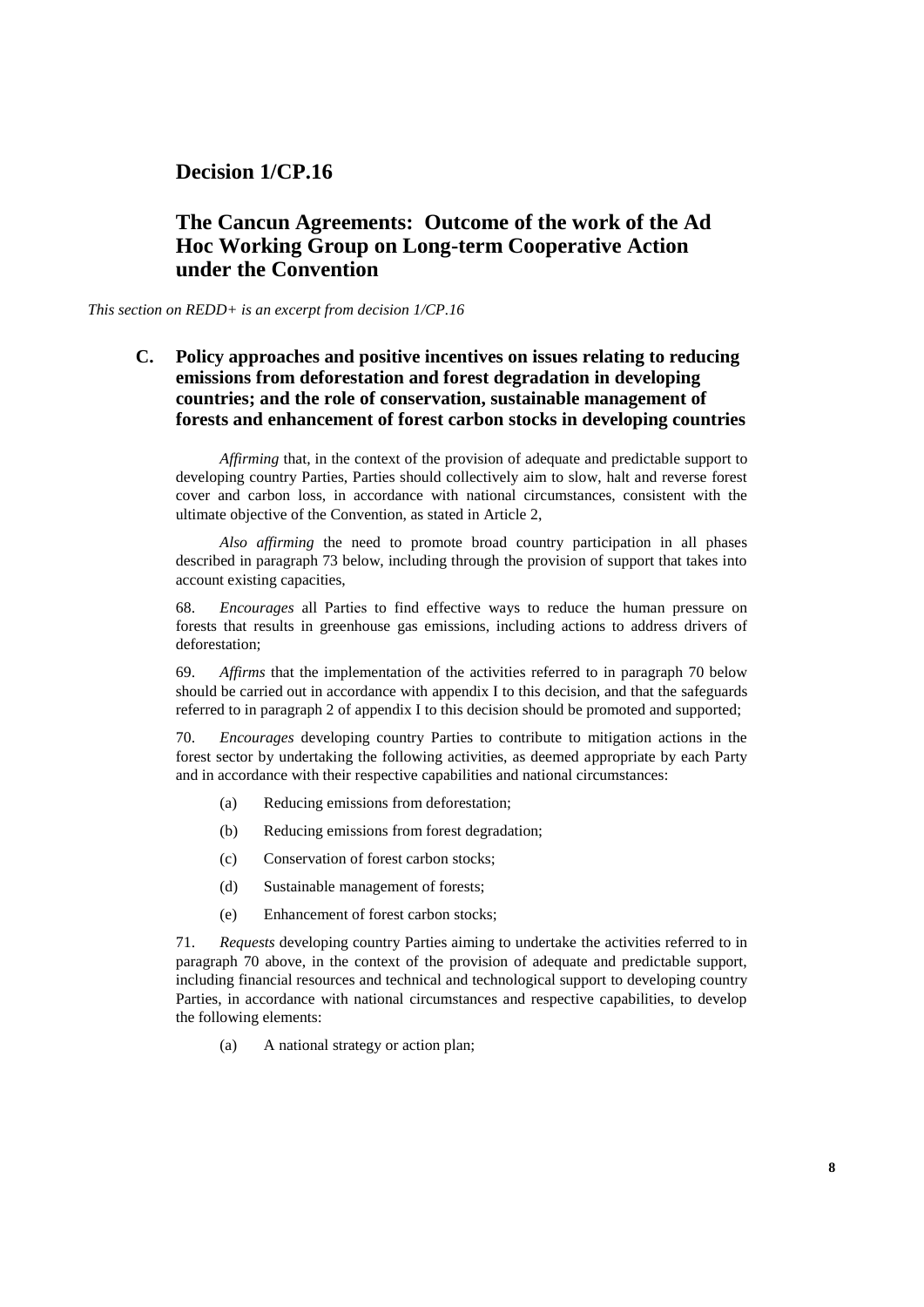# Decision 1/CP.16

# The Cancun Agreements: Outcome of the work of the Ad Hoc Working Group on Long-term Cooperative Action under the Convention

*This section on REDD+ is an excerpt from decision 1/CP.16*

## C. Policy approaches and positive incentives on issues relating to reducing emissions from deforestation and forest degradation in developing countries; and the role of conservation, sustainable management of forests and enhancement of forest carbon stocks in developing countries

*Affirming* that, in the context of the provision of adequate and predictable support to developing country Parties, Parties should collectively aim to slow, halt and reverse forest cover and carbon loss, in accordance with national circumstances, consistent with the ultimate objective of the Convention, as stated in Article 2,

*Also affirming* the need to promote broad country participation in all phases described in paragraph 73 below, including through the provision of support that takes into account existing capacities,

68. *Encourages* all Parties to find effective ways to reduce the human pressure on forests that results in greenhouse gas emissions, including actions to address drivers of deforestation;

69. *Affirms* that the implementation of the activities referred to in paragraph 70 below should be carried out in accordance with appendix I to this decision, and that the safeguards referred to in paragraph 2 of appendix I to this decision should be promoted and supported;

70. *Encourages* developing country Parties to contribute to mitigation actions in the forest sector by undertaking the following activities, as deemed appropriate by each Party and in accordance with their respective capabilities and national circumstances:

(a) Reducing emissions from deforestation;

(b) Reducing emissions from forest degradation;

(c) Conservation of forest carbon stocks;

(d) Sustainable management of forests;

(e) Enhancement of forest carbon stocks;

71. *Requests* developing country Parties aiming to undertake the activities referred to in paragraph 70 above, in the context of the provision of adequate and predictable support, including financial resources and technical and technological support to developing country Parties, in accordance with national circumstances and respective capabilities, to develop the following elements:

(a) A national strategy or action plan;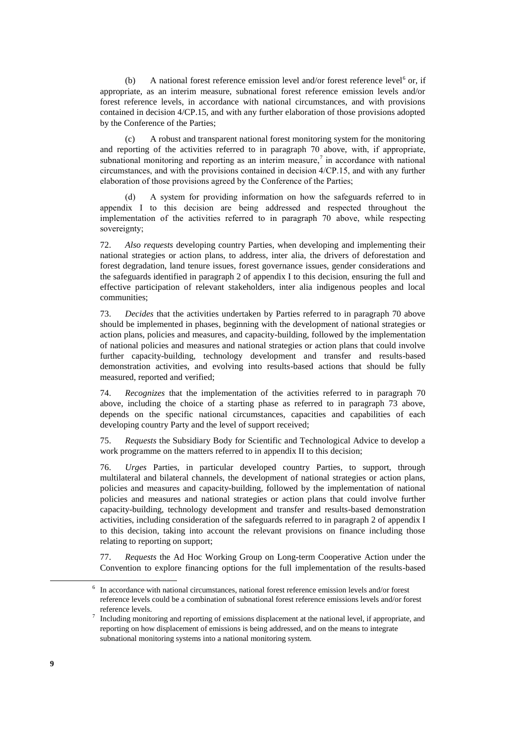(b) A national forest reference emission level and/or forest reference level[6] or, if appropriate, as an interim measure, subnational forest reference emission levels and/or forest reference levels, in accordance with national circumstances, and with provisions contained in decision 4/CP.15, and with any further elaboration of those provisions adopted by the Conference of the Parties;

(c) A robust and transparent national forest monitoring system for the monitoring and reporting of the activities referred to in paragraph 70 above, with, if appropriate, subnational monitoring and reporting as an interim measure,[7] in accordance with national circumstances, and with the provisions contained in decision 4/CP.15, and with any further elaboration of those provisions agreed by the Conference of the Parties;

(d) A system for providing information on how the safeguards referred to in appendix I to this decision are being addressed and respected throughout the implementation of the activities referred to in paragraph 70 above, while respecting sovereignty;

72. *Also requests* developing country Parties, when developing and implementing their national strategies or action plans, to address, inter alia, the drivers of deforestation and forest degradation, land tenure issues, forest governance issues, gender considerations and the safeguards identified in paragraph 2 of appendix I to this decision, ensuring the full and effective participation of relevant stakeholders, inter alia indigenous peoples and local communities;

73. *Decides* that the activities undertaken by Parties referred to in paragraph 70 above should be implemented in phases, beginning with the development of national strategies or action plans, policies and measures, and capacity-building, followed by the implementation of national policies and measures and national strategies or action plans that could involve further capacity-building, technology development and transfer and results-based demonstration activities, and evolving into results-based actions that should be fully measured, reported and verified;

74. *Recognizes* that the implementation of the activities referred to in paragraph 70 above, including the choice of a starting phase as referred to in paragraph 73 above, depends on the specific national circumstances, capacities and capabilities of each developing country Party and the level of support received;

75. *Requests* the Subsidiary Body for Scientific and Technological Advice to develop a work programme on the matters referred to in appendix II to this decision;

76. *Urges* Parties, in particular developed country Parties, to support, through multilateral and bilateral channels, the development of national strategies or action plans, policies and measures and capacity-building, followed by the implementation of national policies and measures and national strategies or action plans that could involve further capacity-building, technology development and transfer and results-based demonstration activities, including consideration of the safeguards referred to in paragraph 2 of appendix I to this decision, taking into account the relevant provisions on finance including those relating to reporting on support;

77. *Requests* the Ad Hoc Working Group on Long-term Cooperative Action under the Convention to explore financing options for the full implementation of the results-based

---

[6] In accordance with national circumstances, national forest reference emission levels and/or forest reference levels could be a combination of subnational forest reference emissions levels and/or forest reference levels.

[7] Including monitoring and reporting of emissions displacement at the national level, if appropriate, and reporting on how displacement of emissions is being addressed, and on the means to integrate subnational monitoring systems into a national monitoring system.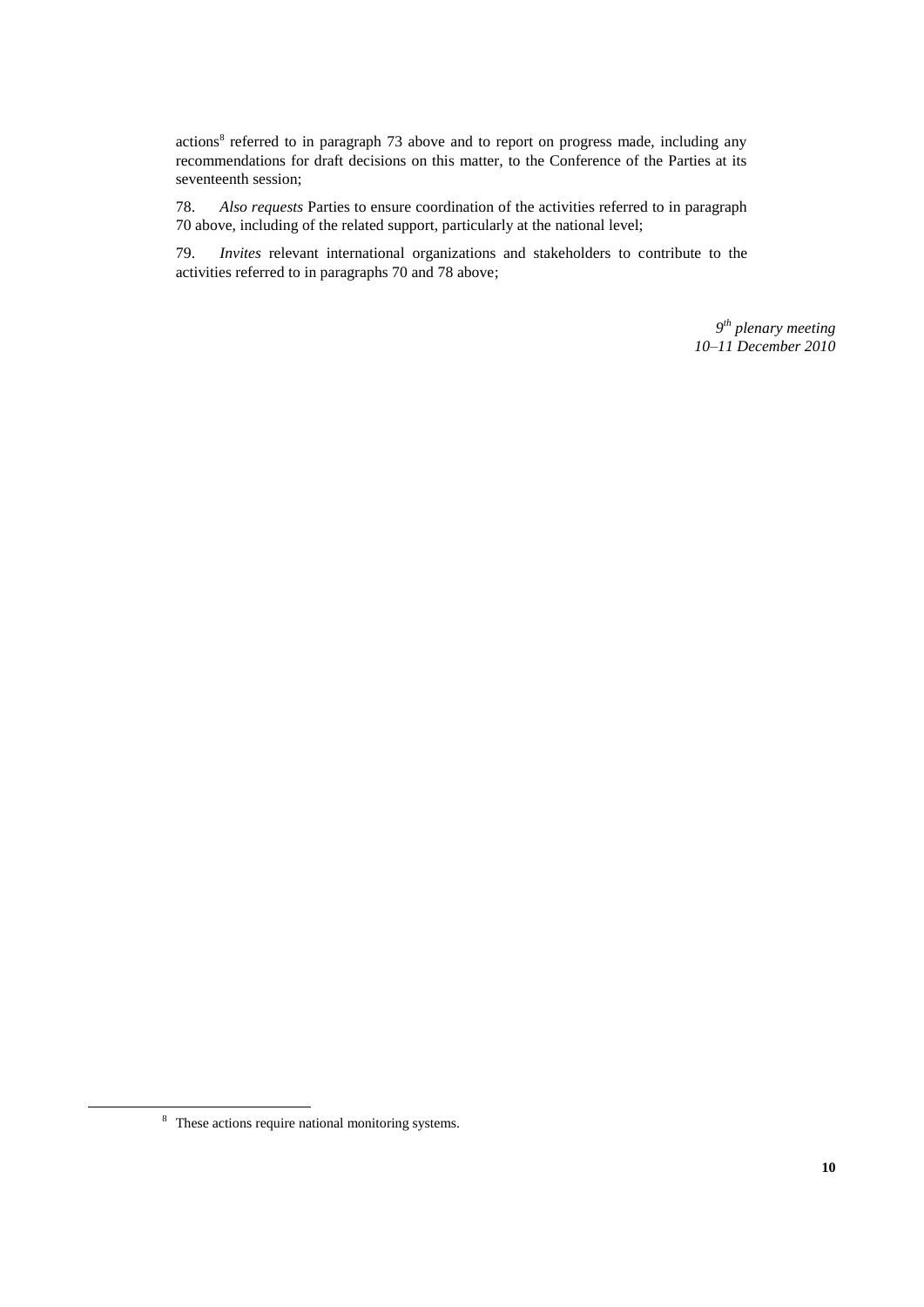actions[8] referred to in paragraph 73 above and to report on progress made, including any recommendations for draft decisions on this matter, to the Conference of the Parties at its seventeenth session;

78. *Also requests* Parties to ensure coordination of the activities referred to in paragraph 70 above, including of the related support, particularly at the national level;

79. *Invites* relevant international organizations and stakeholders to contribute to the activities referred to in paragraphs 70 and 78 above;

*9th plenary meeting*
*10–11 December 2010*

[8] These actions require national monitoring systems.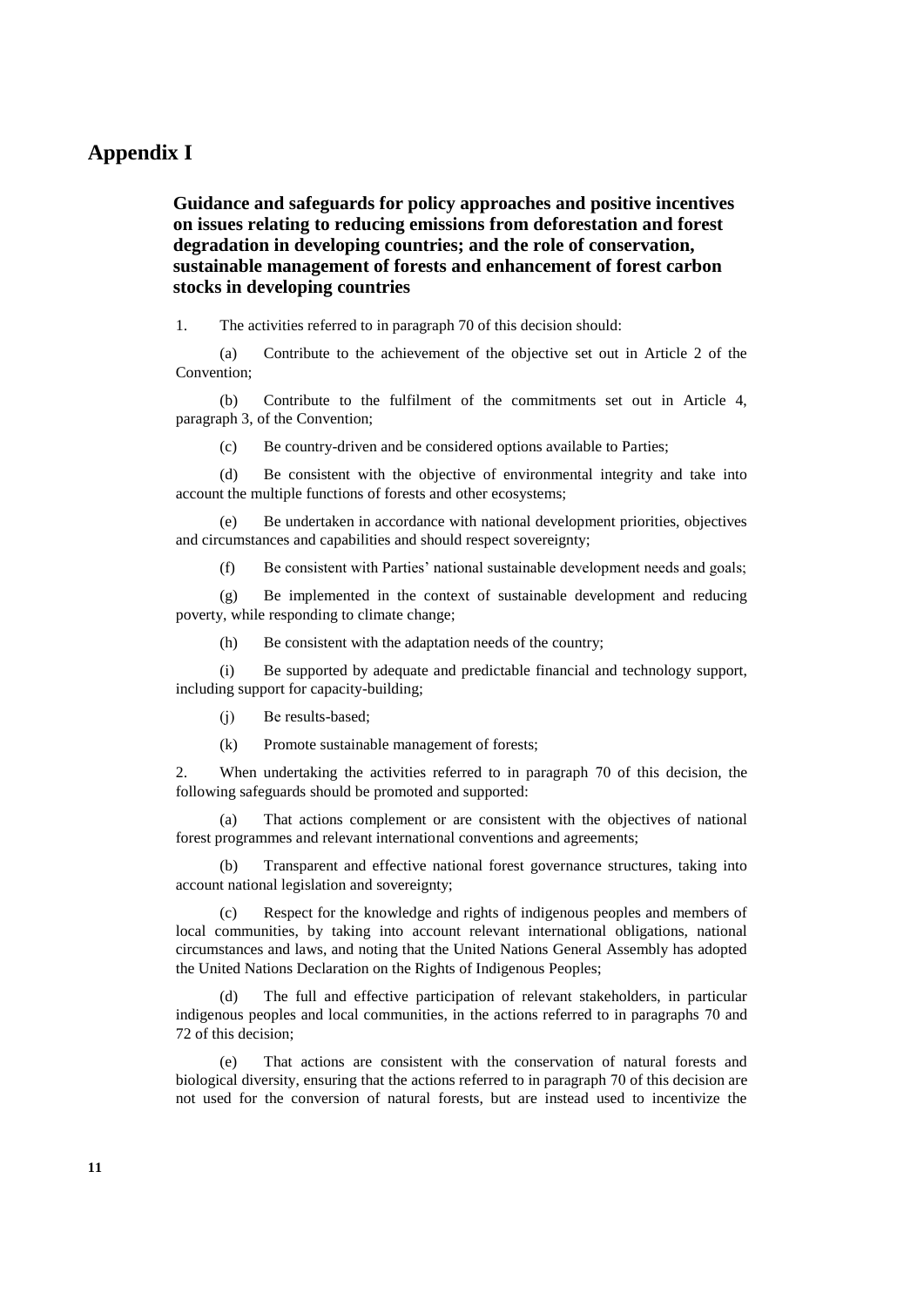# Appendix I

**Guidance and safeguards for policy approaches and positive incentives on issues relating to reducing emissions from deforestation and forest degradation in developing countries; and the role of conservation, sustainable management of forests and enhancement of forest carbon stocks in developing countries**

1. The activities referred to in paragraph 70 of this decision should:

(a) Contribute to the achievement of the objective set out in Article 2 of the Convention;

(b) Contribute to the fulfilment of the commitments set out in Article 4, paragraph 3, of the Convention;

(c) Be country-driven and be considered options available to Parties;

(d) Be consistent with the objective of environmental integrity and take into account the multiple functions of forests and other ecosystems;

(e) Be undertaken in accordance with national development priorities, objectives and circumstances and capabilities and should respect sovereignty;

(f) Be consistent with Parties' national sustainable development needs and goals;

(g) Be implemented in the context of sustainable development and reducing poverty, while responding to climate change;

(h) Be consistent with the adaptation needs of the country;

(i) Be supported by adequate and predictable financial and technology support, including support for capacity-building;

(j) Be results-based;

(k) Promote sustainable management of forests;

2. When undertaking the activities referred to in paragraph 70 of this decision, the following safeguards should be promoted and supported:

(a) That actions complement or are consistent with the objectives of national forest programmes and relevant international conventions and agreements;

(b) Transparent and effective national forest governance structures, taking into account national legislation and sovereignty;

(c) Respect for the knowledge and rights of indigenous peoples and members of local communities, by taking into account relevant international obligations, national circumstances and laws, and noting that the United Nations General Assembly has adopted the United Nations Declaration on the Rights of Indigenous Peoples;

(d) The full and effective participation of relevant stakeholders, in particular indigenous peoples and local communities, in the actions referred to in paragraphs 70 and 72 of this decision;

(e) That actions are consistent with the conservation of natural forests and biological diversity, ensuring that the actions referred to in paragraph 70 of this decision are not used for the conversion of natural forests, but are instead used to incentivize the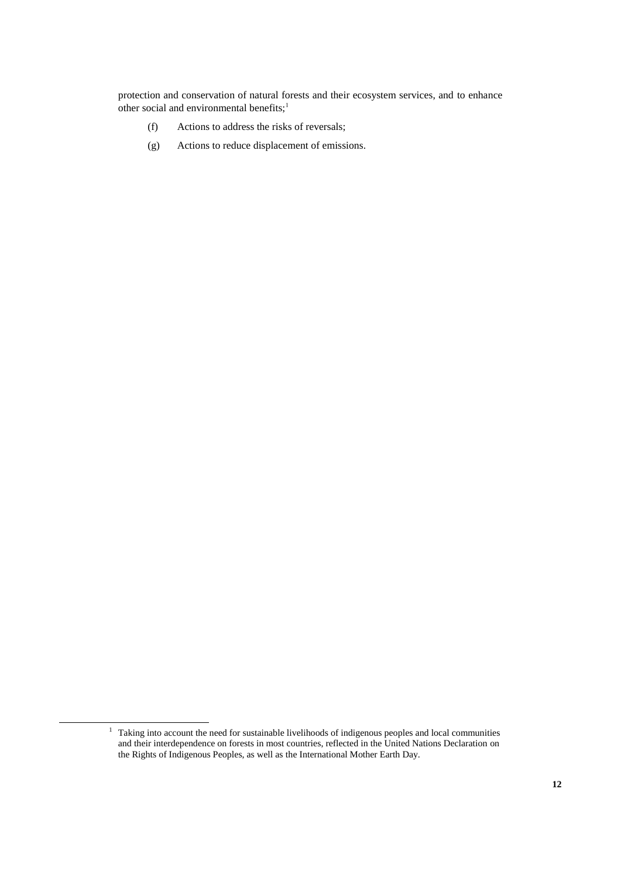protection and conservation of natural forests and their ecosystem services, and to enhance other social and environmental benefits;[1]

(f) Actions to address the risks of reversals;

(g) Actions to reduce displacement of emissions.

[1] Taking into account the need for sustainable livelihoods of indigenous peoples and local communities and their interdependence on forests in most countries, reflected in the United Nations Declaration on the Rights of Indigenous Peoples, as well as the International Mother Earth Day.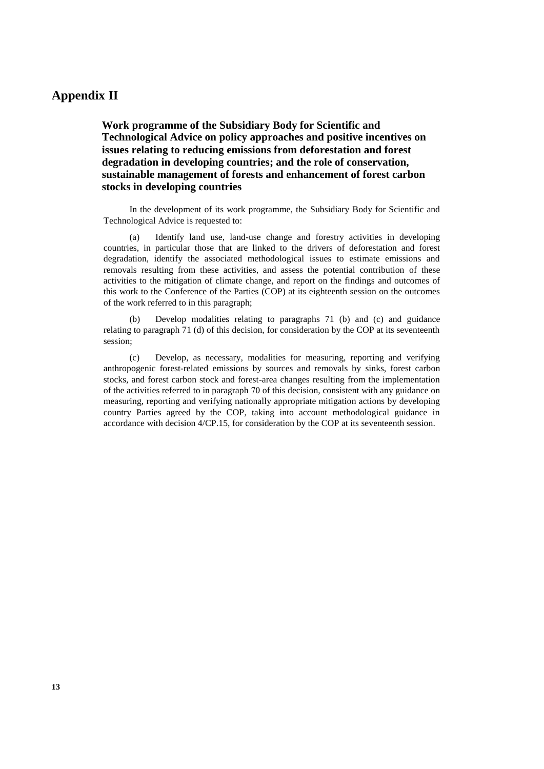# Appendix II

## Work programme of the Subsidiary Body for Scientific and Technological Advice on policy approaches and positive incentives on issues relating to reducing emissions from deforestation and forest degradation in developing countries; and the role of conservation, sustainable management of forests and enhancement of forest carbon stocks in developing countries

In the development of its work programme, the Subsidiary Body for Scientific and Technological Advice is requested to:

(a) Identify land use, land-use change and forestry activities in developing countries, in particular those that are linked to the drivers of deforestation and forest degradation, identify the associated methodological issues to estimate emissions and removals resulting from these activities, and assess the potential contribution of these activities to the mitigation of climate change, and report on the findings and outcomes of this work to the Conference of the Parties (COP) at its eighteenth session on the outcomes of the work referred to in this paragraph;

(b) Develop modalities relating to paragraphs 71 (b) and (c) and guidance relating to paragraph 71 (d) of this decision, for consideration by the COP at its seventeenth session;

(c) Develop, as necessary, modalities for measuring, reporting and verifying anthropogenic forest-related emissions by sources and removals by sinks, forest carbon stocks, and forest carbon stock and forest-area changes resulting from the implementation of the activities referred to in paragraph 70 of this decision, consistent with any guidance on measuring, reporting and verifying nationally appropriate mitigation actions by developing country Parties agreed by the COP, taking into account methodological guidance in accordance with decision 4/CP.15, for consideration by the COP at its seventeenth session.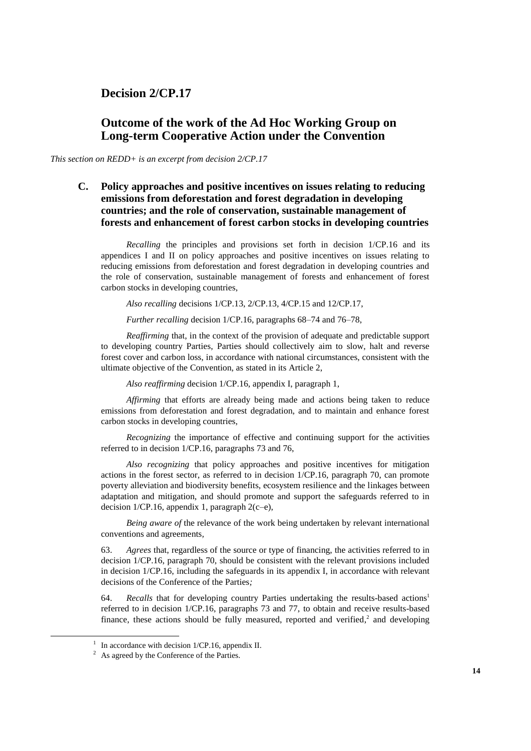# Decision 2/CP.17

# Outcome of the work of the Ad Hoc Working Group on Long-term Cooperative Action under the Convention

*This section on REDD+ is an excerpt from decision 2/CP.17*

## C. Policy approaches and positive incentives on issues relating to reducing emissions from deforestation and forest degradation in developing countries; and the role of conservation, sustainable management of forests and enhancement of forest carbon stocks in developing countries

*Recalling* the principles and provisions set forth in decision 1/CP.16 and its appendices I and II on policy approaches and positive incentives on issues relating to reducing emissions from deforestation and forest degradation in developing countries and the role of conservation, sustainable management of forests and enhancement of forest carbon stocks in developing countries,

*Also recalling* decisions 1/CP.13, 2/CP.13, 4/CP.15 and 12/CP.17,

*Further recalling* decision 1/CP.16, paragraphs 68–74 and 76–78,

*Reaffirming* that, in the context of the provision of adequate and predictable support to developing country Parties, Parties should collectively aim to slow, halt and reverse forest cover and carbon loss, in accordance with national circumstances, consistent with the ultimate objective of the Convention, as stated in its Article 2,

*Also reaffirming* decision 1/CP.16, appendix I, paragraph 1,

*Affirming* that efforts are already being made and actions being taken to reduce emissions from deforestation and forest degradation, and to maintain and enhance forest carbon stocks in developing countries,

*Recognizing* the importance of effective and continuing support for the activities referred to in decision 1/CP.16, paragraphs 73 and 76,

*Also recognizing* that policy approaches and positive incentives for mitigation actions in the forest sector, as referred to in decision 1/CP.16, paragraph 70, can promote poverty alleviation and biodiversity benefits, ecosystem resilience and the linkages between adaptation and mitigation, and should promote and support the safeguards referred to in decision 1/CP.16, appendix 1, paragraph 2(c–e),

*Being aware of* the relevance of the work being undertaken by relevant international conventions and agreements,

63. *Agrees* that, regardless of the source or type of financing, the activities referred to in decision 1/CP.16, paragraph 70, should be consistent with the relevant provisions included in decision 1/CP.16, including the safeguards in its appendix I, in accordance with relevant decisions of the Conference of the Parties*;*

64. *Recalls* that for developing country Parties undertaking the results-based actions[1] referred to in decision 1/CP.16, paragraphs 73 and 77, to obtain and receive results-based finance, these actions should be fully measured, reported and verified,[2] and developing

[1] In accordance with decision 1/CP.16, appendix II.

[2] As agreed by the Conference of the Parties.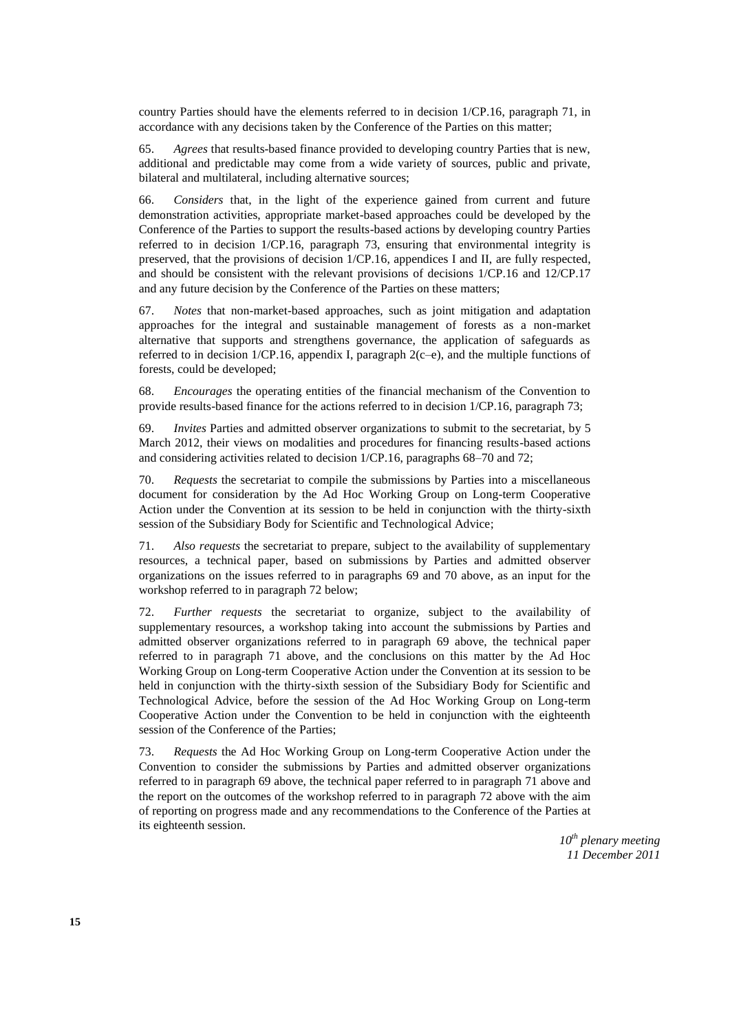country Parties should have the elements referred to in decision 1/CP.16, paragraph 71, in accordance with any decisions taken by the Conference of the Parties on this matter;

65. *Agrees* that results-based finance provided to developing country Parties that is new, additional and predictable may come from a wide variety of sources, public and private, bilateral and multilateral, including alternative sources;

66. *Considers* that, in the light of the experience gained from current and future demonstration activities, appropriate market-based approaches could be developed by the Conference of the Parties to support the results-based actions by developing country Parties referred to in decision 1/CP.16, paragraph 73, ensuring that environmental integrity is preserved, that the provisions of decision 1/CP.16, appendices I and II, are fully respected, and should be consistent with the relevant provisions of decisions 1/CP.16 and 12/CP.17 and any future decision by the Conference of the Parties on these matters;

67. *Notes* that non-market-based approaches, such as joint mitigation and adaptation approaches for the integral and sustainable management of forests as a non-market alternative that supports and strengthens governance, the application of safeguards as referred to in decision 1/CP.16, appendix I, paragraph 2(c–e), and the multiple functions of forests, could be developed;

68. *Encourages* the operating entities of the financial mechanism of the Convention to provide results-based finance for the actions referred to in decision 1/CP.16, paragraph 73;

69. *Invites* Parties and admitted observer organizations to submit to the secretariat, by 5 March 2012, their views on modalities and procedures for financing results-based actions and considering activities related to decision 1/CP.16, paragraphs 68–70 and 72;

70. *Requests* the secretariat to compile the submissions by Parties into a miscellaneous document for consideration by the Ad Hoc Working Group on Long-term Cooperative Action under the Convention at its session to be held in conjunction with the thirty-sixth session of the Subsidiary Body for Scientific and Technological Advice;

71. *Also requests* the secretariat to prepare, subject to the availability of supplementary resources, a technical paper, based on submissions by Parties and admitted observer organizations on the issues referred to in paragraphs 69 and 70 above, as an input for the workshop referred to in paragraph 72 below;

72. *Further requests* the secretariat to organize, subject to the availability of supplementary resources, a workshop taking into account the submissions by Parties and admitted observer organizations referred to in paragraph 69 above, the technical paper referred to in paragraph 71 above, and the conclusions on this matter by the Ad Hoc Working Group on Long-term Cooperative Action under the Convention at its session to be held in conjunction with the thirty-sixth session of the Subsidiary Body for Scientific and Technological Advice, before the session of the Ad Hoc Working Group on Long-term Cooperative Action under the Convention to be held in conjunction with the eighteenth session of the Conference of the Parties;

73. *Requests* the Ad Hoc Working Group on Long-term Cooperative Action under the Convention to consider the submissions by Parties and admitted observer organizations referred to in paragraph 69 above, the technical paper referred to in paragraph 71 above and the report on the outcomes of the workshop referred to in paragraph 72 above with the aim of reporting on progress made and any recommendations to the Conference of the Parties at its eighteenth session.

*10th plenary meeting*
*11 December 2011*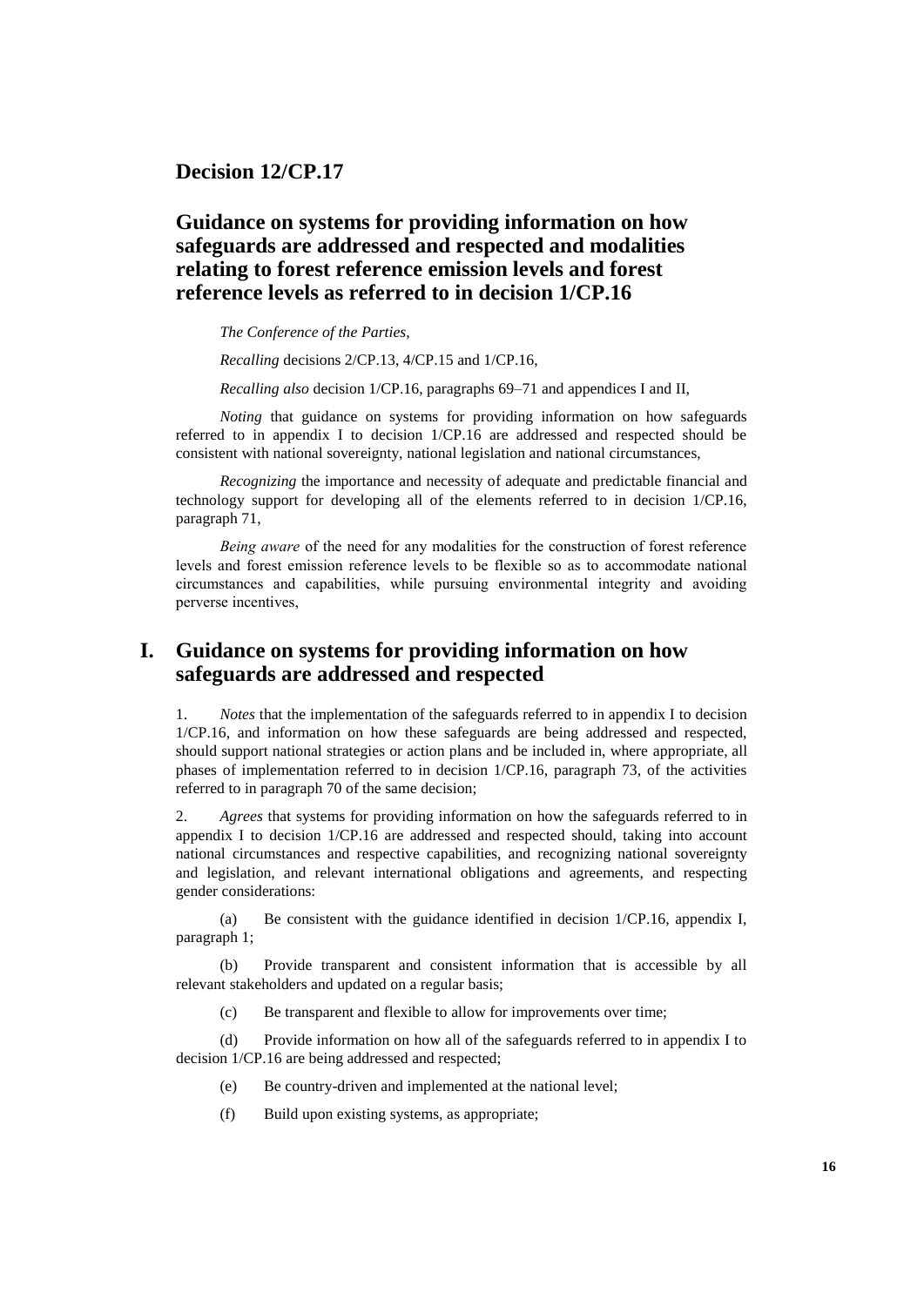## Decision 12/CP.17

## Guidance on systems for providing information on how safeguards are addressed and respected and modalities relating to forest reference emission levels and forest reference levels as referred to in decision 1/CP.16

*The Conference of the Parties*,

*Recalling* decisions 2/CP.13, 4/CP.15 and 1/CP.16,

*Recalling also* decision 1/CP.16, paragraphs 69–71 and appendices I and II,

*Noting* that guidance on systems for providing information on how safeguards referred to in appendix I to decision 1/CP.16 are addressed and respected should be consistent with national sovereignty, national legislation and national circumstances,

*Recognizing* the importance and necessity of adequate and predictable financial and technology support for developing all of the elements referred to in decision 1/CP.16, paragraph 71,

*Being aware* of the need for any modalities for the construction of forest reference levels and forest emission reference levels to be flexible so as to accommodate national circumstances and capabilities, while pursuing environmental integrity and avoiding perverse incentives,

## I. Guidance on systems for providing information on how safeguards are addressed and respected

1. *Notes* that the implementation of the safeguards referred to in appendix I to decision 1/CP.16, and information on how these safeguards are being addressed and respected, should support national strategies or action plans and be included in, where appropriate, all phases of implementation referred to in decision 1/CP.16, paragraph 73, of the activities referred to in paragraph 70 of the same decision;

2. *Agrees* that systems for providing information on how the safeguards referred to in appendix I to decision 1/CP.16 are addressed and respected should, taking into account national circumstances and respective capabilities, and recognizing national sovereignty and legislation, and relevant international obligations and agreements, and respecting gender considerations:

(a) Be consistent with the guidance identified in decision 1/CP.16, appendix I, paragraph 1;

(b) Provide transparent and consistent information that is accessible by all relevant stakeholders and updated on a regular basis;

(c) Be transparent and flexible to allow for improvements over time;

(d) Provide information on how all of the safeguards referred to in appendix I to decision 1/CP.16 are being addressed and respected;

(e) Be country-driven and implemented at the national level;

(f) Build upon existing systems, as appropriate;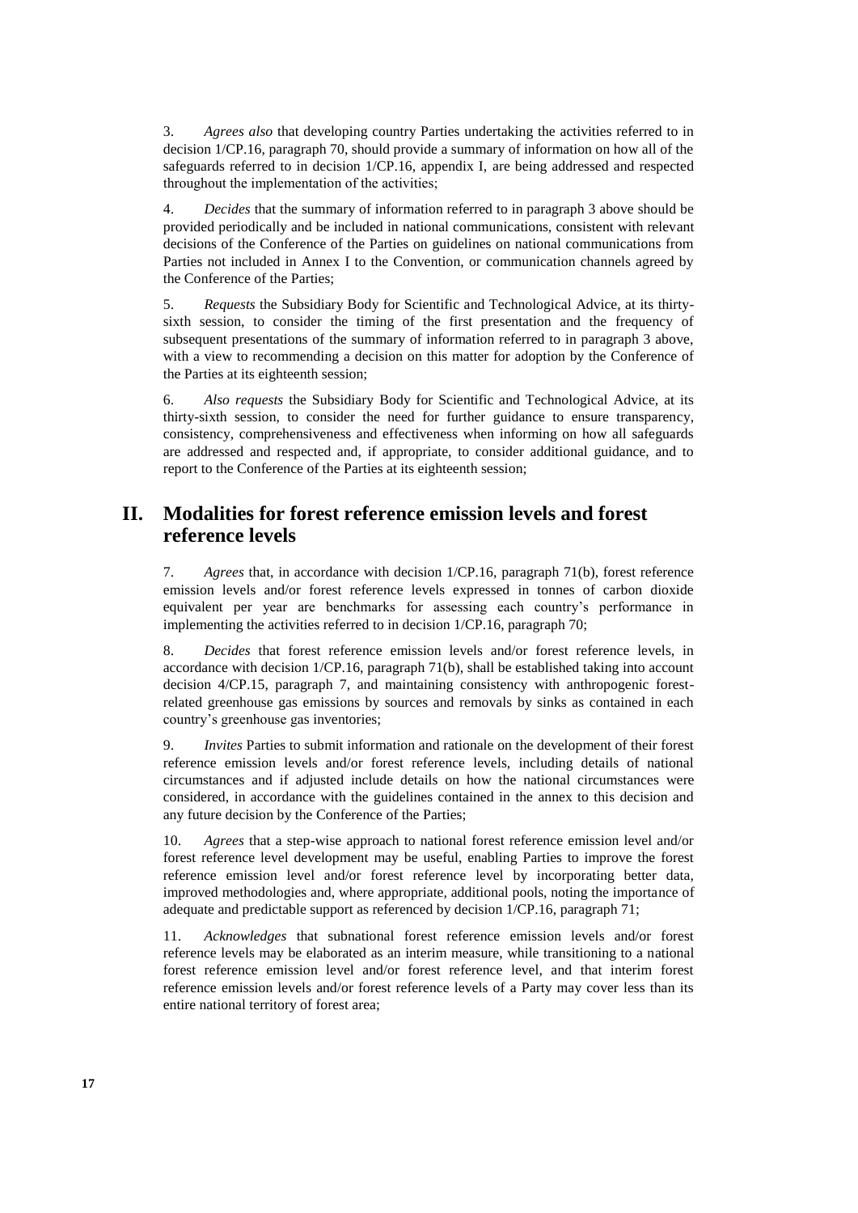3. *Agrees also* that developing country Parties undertaking the activities referred to in decision 1/CP.16, paragraph 70, should provide a summary of information on how all of the safeguards referred to in decision 1/CP.16, appendix I, are being addressed and respected throughout the implementation of the activities;

4. *Decides* that the summary of information referred to in paragraph 3 above should be provided periodically and be included in national communications, consistent with relevant decisions of the Conference of the Parties on guidelines on national communications from Parties not included in Annex I to the Convention, or communication channels agreed by the Conference of the Parties;

5. *Requests* the Subsidiary Body for Scientific and Technological Advice, at its thirty-sixth session, to consider the timing of the first presentation and the frequency of subsequent presentations of the summary of information referred to in paragraph 3 above, with a view to recommending a decision on this matter for adoption by the Conference of the Parties at its eighteenth session;

6. *Also requests* the Subsidiary Body for Scientific and Technological Advice, at its thirty-sixth session, to consider the need for further guidance to ensure transparency, consistency, comprehensiveness and effectiveness when informing on how all safeguards are addressed and respected and, if appropriate, to consider additional guidance, and to report to the Conference of the Parties at its eighteenth session;

## II. Modalities for forest reference emission levels and forest reference levels

7. *Agrees* that, in accordance with decision 1/CP.16, paragraph 71(b), forest reference emission levels and/or forest reference levels expressed in tonnes of carbon dioxide equivalent per year are benchmarks for assessing each country's performance in implementing the activities referred to in decision 1/CP.16, paragraph 70;

8. *Decides* that forest reference emission levels and/or forest reference levels, in accordance with decision 1/CP.16, paragraph 71(b), shall be established taking into account decision 4/CP.15, paragraph 7, and maintaining consistency with anthropogenic forest-related greenhouse gas emissions by sources and removals by sinks as contained in each country's greenhouse gas inventories;

9. *Invites* Parties to submit information and rationale on the development of their forest reference emission levels and/or forest reference levels, including details of national circumstances and if adjusted include details on how the national circumstances were considered, in accordance with the guidelines contained in the annex to this decision and any future decision by the Conference of the Parties;

10. *Agrees* that a step-wise approach to national forest reference emission level and/or forest reference level development may be useful, enabling Parties to improve the forest reference emission level and/or forest reference level by incorporating better data, improved methodologies and, where appropriate, additional pools, noting the importance of adequate and predictable support as referenced by decision 1/CP.16, paragraph 71;

11. *Acknowledges* that subnational forest reference emission levels and/or forest reference levels may be elaborated as an interim measure, while transitioning to a national forest reference emission level and/or forest reference level, and that interim forest reference emission levels and/or forest reference levels of a Party may cover less than its entire national territory of forest area;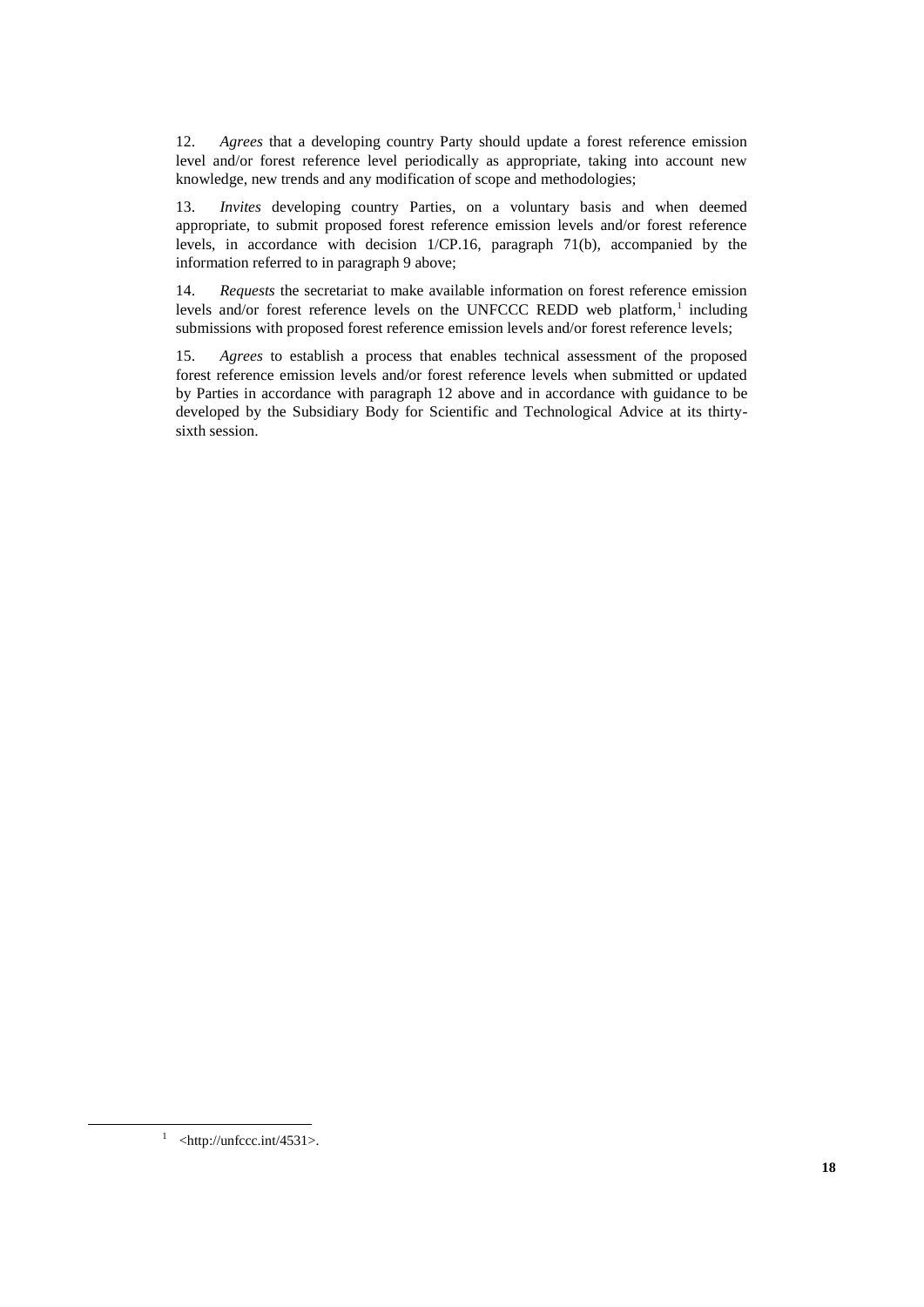12. *Agrees* that a developing country Party should update a forest reference emission level and/or forest reference level periodically as appropriate, taking into account new knowledge, new trends and any modification of scope and methodologies;

13. *Invites* developing country Parties, on a voluntary basis and when deemed appropriate, to submit proposed forest reference emission levels and/or forest reference levels, in accordance with decision 1/CP.16, paragraph 71(b), accompanied by the information referred to in paragraph 9 above;

14. *Requests* the secretariat to make available information on forest reference emission levels and/or forest reference levels on the UNFCCC REDD web platform,[1] including submissions with proposed forest reference emission levels and/or forest reference levels;

15. *Agrees* to establish a process that enables technical assessment of the proposed forest reference emission levels and/or forest reference levels when submitted or updated by Parties in accordance with paragraph 12 above and in accordance with guidance to be developed by the Subsidiary Body for Scientific and Technological Advice at its thirty-sixth session.

[1] <http://unfccc.int/4531>.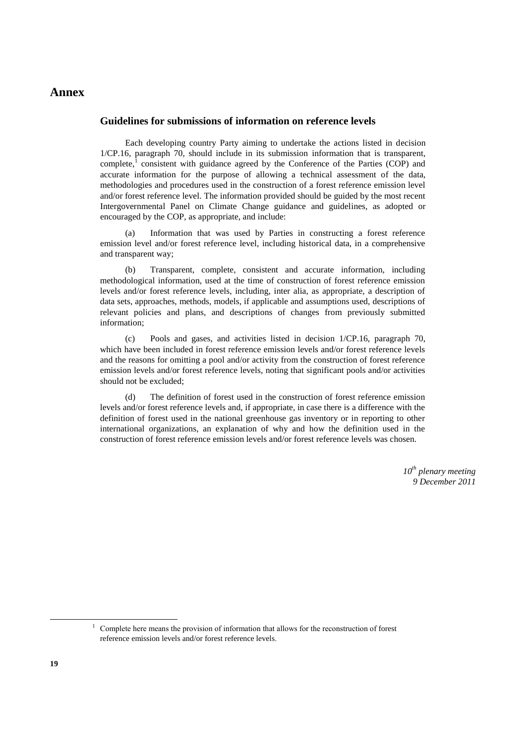# Annex

## Guidelines for submissions of information on reference levels

Each developing country Party aiming to undertake the actions listed in decision 1/CP.16, paragraph 70, should include in its submission information that is transparent, complete,[1] consistent with guidance agreed by the Conference of the Parties (COP) and accurate information for the purpose of allowing a technical assessment of the data, methodologies and procedures used in the construction of a forest reference emission level and/or forest reference level. The information provided should be guided by the most recent Intergovernmental Panel on Climate Change guidance and guidelines, as adopted or encouraged by the COP, as appropriate, and include:

(a) Information that was used by Parties in constructing a forest reference emission level and/or forest reference level, including historical data, in a comprehensive and transparent way;

(b) Transparent, complete, consistent and accurate information, including methodological information, used at the time of construction of forest reference emission levels and/or forest reference levels, including, inter alia, as appropriate, a description of data sets, approaches, methods, models, if applicable and assumptions used, descriptions of relevant policies and plans, and descriptions of changes from previously submitted information;

(c) Pools and gases, and activities listed in decision 1/CP.16, paragraph 70, which have been included in forest reference emission levels and/or forest reference levels and the reasons for omitting a pool and/or activity from the construction of forest reference emission levels and/or forest reference levels, noting that significant pools and/or activities should not be excluded;

(d) The definition of forest used in the construction of forest reference emission levels and/or forest reference levels and, if appropriate, in case there is a difference with the definition of forest used in the national greenhouse gas inventory or in reporting to other international organizations, an explanation of why and how the definition used in the construction of forest reference emission levels and/or forest reference levels was chosen.

*10th plenary meeting*
*9 December 2011*

---

[1] Complete here means the provision of information that allows for the reconstruction of forest reference emission levels and/or forest reference levels.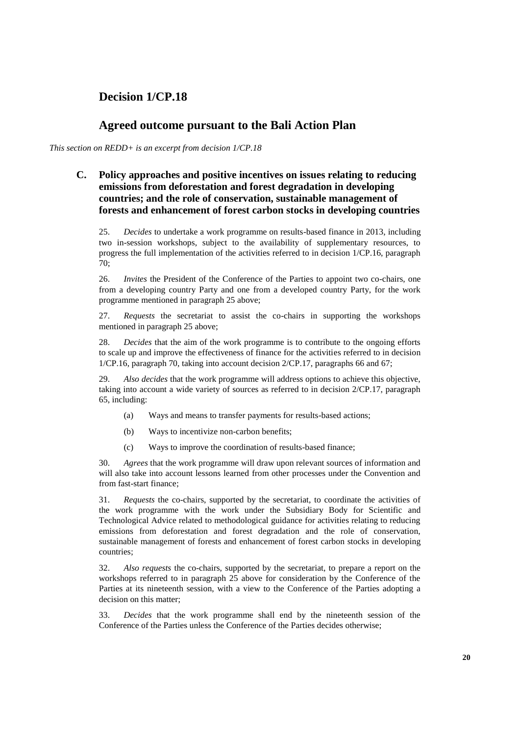# Decision 1/CP.18

## Agreed outcome pursuant to the Bali Action Plan

*This section on REDD+ is an excerpt from decision 1/CP.18*

### C. Policy approaches and positive incentives on issues relating to reducing emissions from deforestation and forest degradation in developing countries; and the role of conservation, sustainable management of forests and enhancement of forest carbon stocks in developing countries

25. *Decides* to undertake a work programme on results-based finance in 2013, including two in-session workshops, subject to the availability of supplementary resources, to progress the full implementation of the activities referred to in decision 1/CP.16, paragraph 70;

26. *Invites* the President of the Conference of the Parties to appoint two co-chairs, one from a developing country Party and one from a developed country Party, for the work programme mentioned in paragraph 25 above;

27. *Requests* the secretariat to assist the co-chairs in supporting the workshops mentioned in paragraph 25 above;

28. *Decides* that the aim of the work programme is to contribute to the ongoing efforts to scale up and improve the effectiveness of finance for the activities referred to in decision 1/CP.16, paragraph 70, taking into account decision 2/CP.17, paragraphs 66 and 67;

29. *Also decides* that the work programme will address options to achieve this objective, taking into account a wide variety of sources as referred to in decision 2/CP.17, paragraph 65, including:

(a) Ways and means to transfer payments for results-based actions;

(b) Ways to incentivize non-carbon benefits;

(c) Ways to improve the coordination of results-based finance;

30. *Agrees* that the work programme will draw upon relevant sources of information and will also take into account lessons learned from other processes under the Convention and from fast-start finance;

31. *Requests* the co-chairs, supported by the secretariat, to coordinate the activities of the work programme with the work under the Subsidiary Body for Scientific and Technological Advice related to methodological guidance for activities relating to reducing emissions from deforestation and forest degradation and the role of conservation, sustainable management of forests and enhancement of forest carbon stocks in developing countries;

32. *Also requests* the co-chairs, supported by the secretariat, to prepare a report on the workshops referred to in paragraph 25 above for consideration by the Conference of the Parties at its nineteenth session, with a view to the Conference of the Parties adopting a decision on this matter;

33. *Decides* that the work programme shall end by the nineteenth session of the Conference of the Parties unless the Conference of the Parties decides otherwise;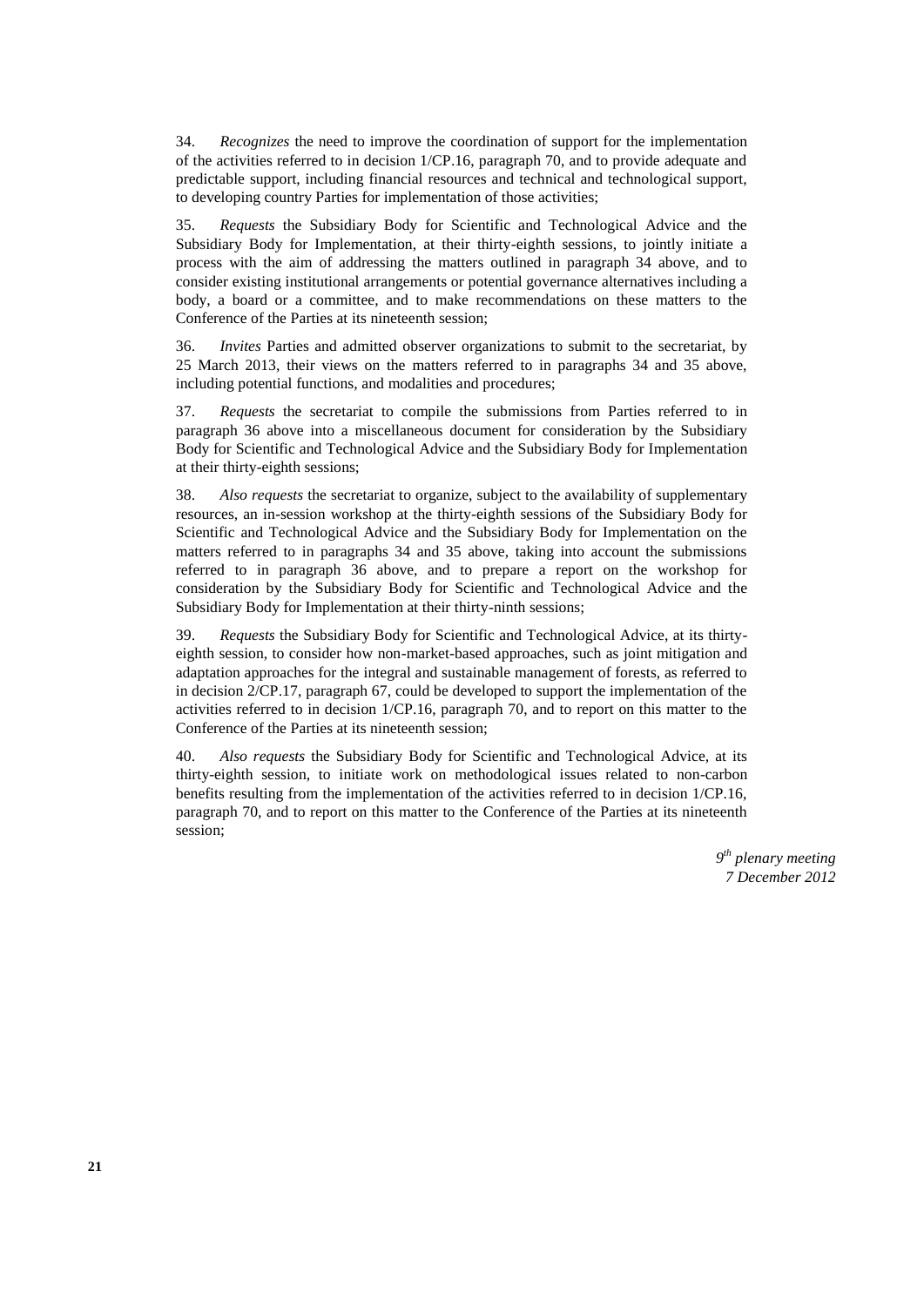34. *Recognizes* the need to improve the coordination of support for the implementation of the activities referred to in decision 1/CP.16, paragraph 70, and to provide adequate and predictable support, including financial resources and technical and technological support, to developing country Parties for implementation of those activities;

35. *Requests* the Subsidiary Body for Scientific and Technological Advice and the Subsidiary Body for Implementation, at their thirty-eighth sessions, to jointly initiate a process with the aim of addressing the matters outlined in paragraph 34 above, and to consider existing institutional arrangements or potential governance alternatives including a body, a board or a committee, and to make recommendations on these matters to the Conference of the Parties at its nineteenth session;

36. *Invites* Parties and admitted observer organizations to submit to the secretariat, by 25 March 2013, their views on the matters referred to in paragraphs 34 and 35 above, including potential functions, and modalities and procedures;

37. *Requests* the secretariat to compile the submissions from Parties referred to in paragraph 36 above into a miscellaneous document for consideration by the Subsidiary Body for Scientific and Technological Advice and the Subsidiary Body for Implementation at their thirty-eighth sessions;

38. *Also requests* the secretariat to organize, subject to the availability of supplementary resources, an in-session workshop at the thirty-eighth sessions of the Subsidiary Body for Scientific and Technological Advice and the Subsidiary Body for Implementation on the matters referred to in paragraphs 34 and 35 above, taking into account the submissions referred to in paragraph 36 above, and to prepare a report on the workshop for consideration by the Subsidiary Body for Scientific and Technological Advice and the Subsidiary Body for Implementation at their thirty-ninth sessions;

39. *Requests* the Subsidiary Body for Scientific and Technological Advice, at its thirty-eighth session, to consider how non-market-based approaches, such as joint mitigation and adaptation approaches for the integral and sustainable management of forests, as referred to in decision 2/CP.17, paragraph 67, could be developed to support the implementation of the activities referred to in decision 1/CP.16, paragraph 70, and to report on this matter to the Conference of the Parties at its nineteenth session;

40. *Also requests* the Subsidiary Body for Scientific and Technological Advice, at its thirty-eighth session, to initiate work on methodological issues related to non-carbon benefits resulting from the implementation of the activities referred to in decision 1/CP.16, paragraph 70, and to report on this matter to the Conference of the Parties at its nineteenth session;

*9th plenary meeting*
*7 December 2012*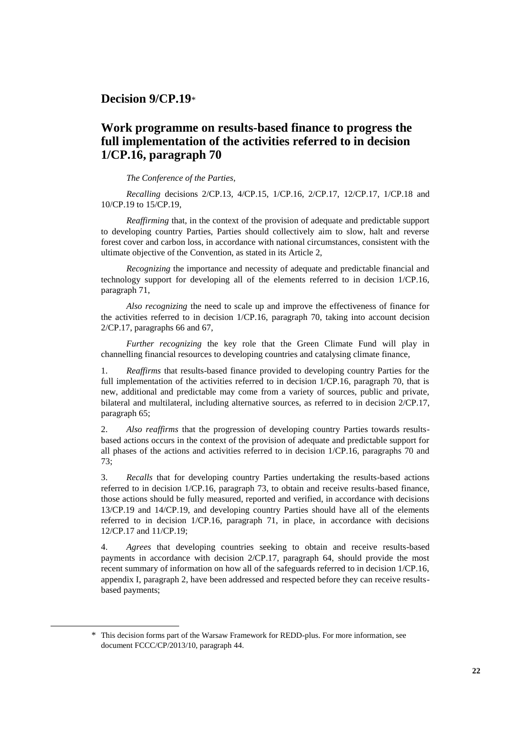## Decision 9/CP.19[*]

## Work programme on results-based finance to progress the full implementation of the activities referred to in decision 1/CP.16, paragraph 70

*The Conference of the Parties*,

*Recalling* decisions 2/CP.13, 4/CP.15, 1/CP.16, 2/CP.17, 12/CP.17, 1/CP.18 and 10/CP.19 to 15/CP.19,

*Reaffirming* that, in the context of the provision of adequate and predictable support to developing country Parties, Parties should collectively aim to slow, halt and reverse forest cover and carbon loss, in accordance with national circumstances, consistent with the ultimate objective of the Convention, as stated in its Article 2,

*Recognizing* the importance and necessity of adequate and predictable financial and technology support for developing all of the elements referred to in decision 1/CP.16, paragraph 71,

*Also recognizing* the need to scale up and improve the effectiveness of finance for the activities referred to in decision 1/CP.16, paragraph 70, taking into account decision 2/CP.17, paragraphs 66 and 67,

*Further recognizing* the key role that the Green Climate Fund will play in channelling financial resources to developing countries and catalysing climate finance,

1. *Reaffirms* that results-based finance provided to developing country Parties for the full implementation of the activities referred to in decision 1/CP.16, paragraph 70, that is new, additional and predictable may come from a variety of sources, public and private, bilateral and multilateral, including alternative sources, as referred to in decision 2/CP.17, paragraph 65;

2. *Also reaffirms* that the progression of developing country Parties towards results-based actions occurs in the context of the provision of adequate and predictable support for all phases of the actions and activities referred to in decision 1/CP.16, paragraphs 70 and 73;

3. *Recalls* that for developing country Parties undertaking the results-based actions referred to in decision 1/CP.16, paragraph 73, to obtain and receive results-based finance, those actions should be fully measured, reported and verified, in accordance with decisions 13/CP.19 and 14/CP.19, and developing country Parties should have all of the elements referred to in decision 1/CP.16, paragraph 71, in place, in accordance with decisions 12/CP.17 and 11/CP.19;

4. *Agrees* that developing countries seeking to obtain and receive results-based payments in accordance with decision 2/CP.17, paragraph 64, should provide the most recent summary of information on how all of the safeguards referred to in decision 1/CP.16, appendix I, paragraph 2, have been addressed and respected before they can receive results-based payments;

[*] This decision forms part of the Warsaw Framework for REDD-plus. For more information, see document FCCC/CP/2013/10, paragraph 44.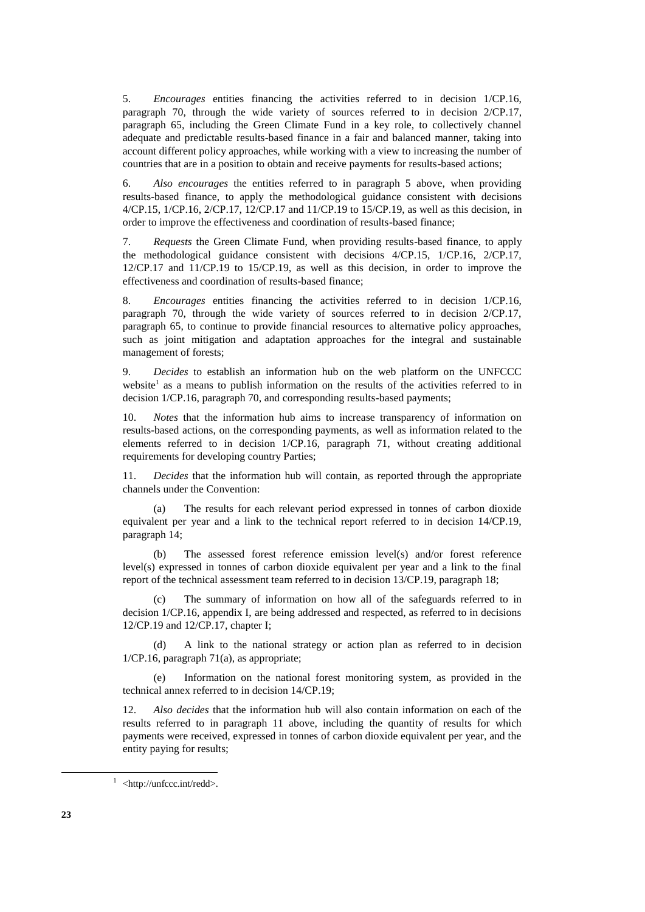5. *Encourages* entities financing the activities referred to in decision 1/CP.16, paragraph 70, through the wide variety of sources referred to in decision 2/CP.17, paragraph 65, including the Green Climate Fund in a key role, to collectively channel adequate and predictable results-based finance in a fair and balanced manner, taking into account different policy approaches, while working with a view to increasing the number of countries that are in a position to obtain and receive payments for results-based actions;

6. *Also encourages* the entities referred to in paragraph 5 above, when providing results-based finance, to apply the methodological guidance consistent with decisions 4/CP.15, 1/CP.16, 2/CP.17, 12/CP.17 and 11/CP.19 to 15/CP.19, as well as this decision, in order to improve the effectiveness and coordination of results-based finance;

7. *Requests* the Green Climate Fund, when providing results-based finance, to apply the methodological guidance consistent with decisions 4/CP.15, 1/CP.16, 2/CP.17, 12/CP.17 and 11/CP.19 to 15/CP.19, as well as this decision, in order to improve the effectiveness and coordination of results-based finance;

8. *Encourages* entities financing the activities referred to in decision 1/CP.16, paragraph 70, through the wide variety of sources referred to in decision 2/CP.17, paragraph 65, to continue to provide financial resources to alternative policy approaches, such as joint mitigation and adaptation approaches for the integral and sustainable management of forests;

9. *Decides* to establish an information hub on the web platform on the UNFCCC website[1] as a means to publish information on the results of the activities referred to in decision 1/CP.16, paragraph 70, and corresponding results-based payments;

10. *Notes* that the information hub aims to increase transparency of information on results-based actions, on the corresponding payments, as well as information related to the elements referred to in decision 1/CP.16, paragraph 71, without creating additional requirements for developing country Parties;

11. *Decides* that the information hub will contain, as reported through the appropriate channels under the Convention:

(a) The results for each relevant period expressed in tonnes of carbon dioxide equivalent per year and a link to the technical report referred to in decision 14/CP.19, paragraph 14;

(b) The assessed forest reference emission level(s) and/or forest reference level(s) expressed in tonnes of carbon dioxide equivalent per year and a link to the final report of the technical assessment team referred to in decision 13/CP.19, paragraph 18;

(c) The summary of information on how all of the safeguards referred to in decision 1/CP.16, appendix I, are being addressed and respected, as referred to in decisions 12/CP.19 and 12/CP.17, chapter I;

(d) A link to the national strategy or action plan as referred to in decision 1/CP.16, paragraph 71(a), as appropriate;

(e) Information on the national forest monitoring system, as provided in the technical annex referred to in decision 14/CP.19;

12. *Also decides* that the information hub will also contain information on each of the results referred to in paragraph 11 above, including the quantity of results for which payments were received, expressed in tonnes of carbon dioxide equivalent per year, and the entity paying for results;

[1] <http://unfccc.int/redd>.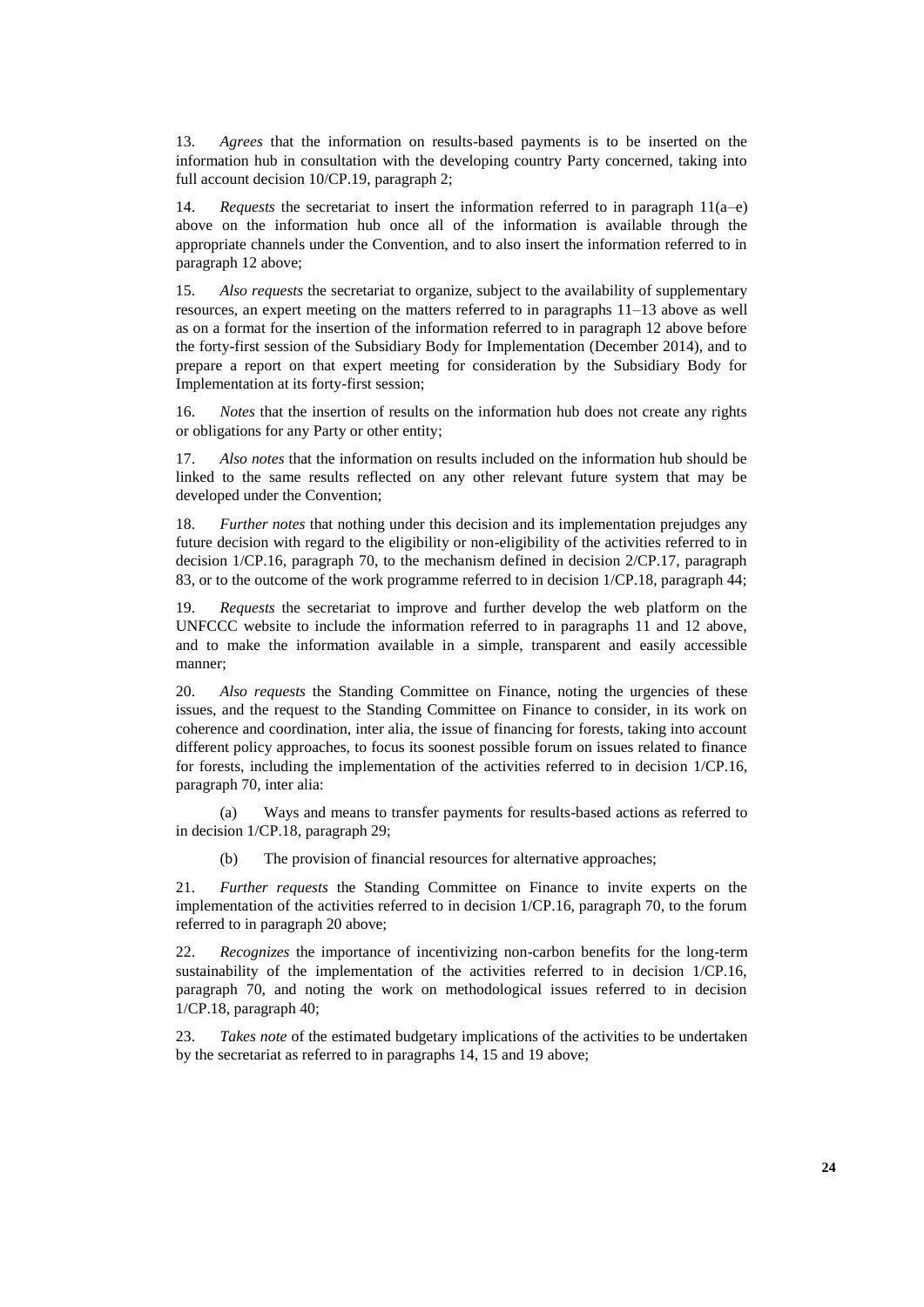13. *Agrees* that the information on results-based payments is to be inserted on the information hub in consultation with the developing country Party concerned, taking into full account decision 10/CP.19, paragraph 2;

14. *Requests* the secretariat to insert the information referred to in paragraph 11(a–e) above on the information hub once all of the information is available through the appropriate channels under the Convention, and to also insert the information referred to in paragraph 12 above;

15. *Also requests* the secretariat to organize, subject to the availability of supplementary resources, an expert meeting on the matters referred to in paragraphs 11–13 above as well as on a format for the insertion of the information referred to in paragraph 12 above before the forty-first session of the Subsidiary Body for Implementation (December 2014), and to prepare a report on that expert meeting for consideration by the Subsidiary Body for Implementation at its forty-first session;

16. *Notes* that the insertion of results on the information hub does not create any rights or obligations for any Party or other entity;

17. *Also notes* that the information on results included on the information hub should be linked to the same results reflected on any other relevant future system that may be developed under the Convention;

18. *Further notes* that nothing under this decision and its implementation prejudges any future decision with regard to the eligibility or non-eligibility of the activities referred to in decision 1/CP.16, paragraph 70, to the mechanism defined in decision 2/CP.17, paragraph 83, or to the outcome of the work programme referred to in decision 1/CP.18, paragraph 44;

19. *Requests* the secretariat to improve and further develop the web platform on the UNFCCC website to include the information referred to in paragraphs 11 and 12 above, and to make the information available in a simple, transparent and easily accessible manner;

20. *Also requests* the Standing Committee on Finance, noting the urgencies of these issues, and the request to the Standing Committee on Finance to consider, in its work on coherence and coordination, inter alia, the issue of financing for forests, taking into account different policy approaches, to focus its soonest possible forum on issues related to finance for forests, including the implementation of the activities referred to in decision 1/CP.16, paragraph 70, inter alia:

(a) Ways and means to transfer payments for results-based actions as referred to in decision 1/CP.18, paragraph 29;

(b) The provision of financial resources for alternative approaches;

21. *Further requests* the Standing Committee on Finance to invite experts on the implementation of the activities referred to in decision 1/CP.16, paragraph 70, to the forum referred to in paragraph 20 above;

22. *Recognizes* the importance of incentivizing non-carbon benefits for the long-term sustainability of the implementation of the activities referred to in decision 1/CP.16, paragraph 70, and noting the work on methodological issues referred to in decision 1/CP.18, paragraph 40;

23. *Takes note* of the estimated budgetary implications of the activities to be undertaken by the secretariat as referred to in paragraphs 14, 15 and 19 above;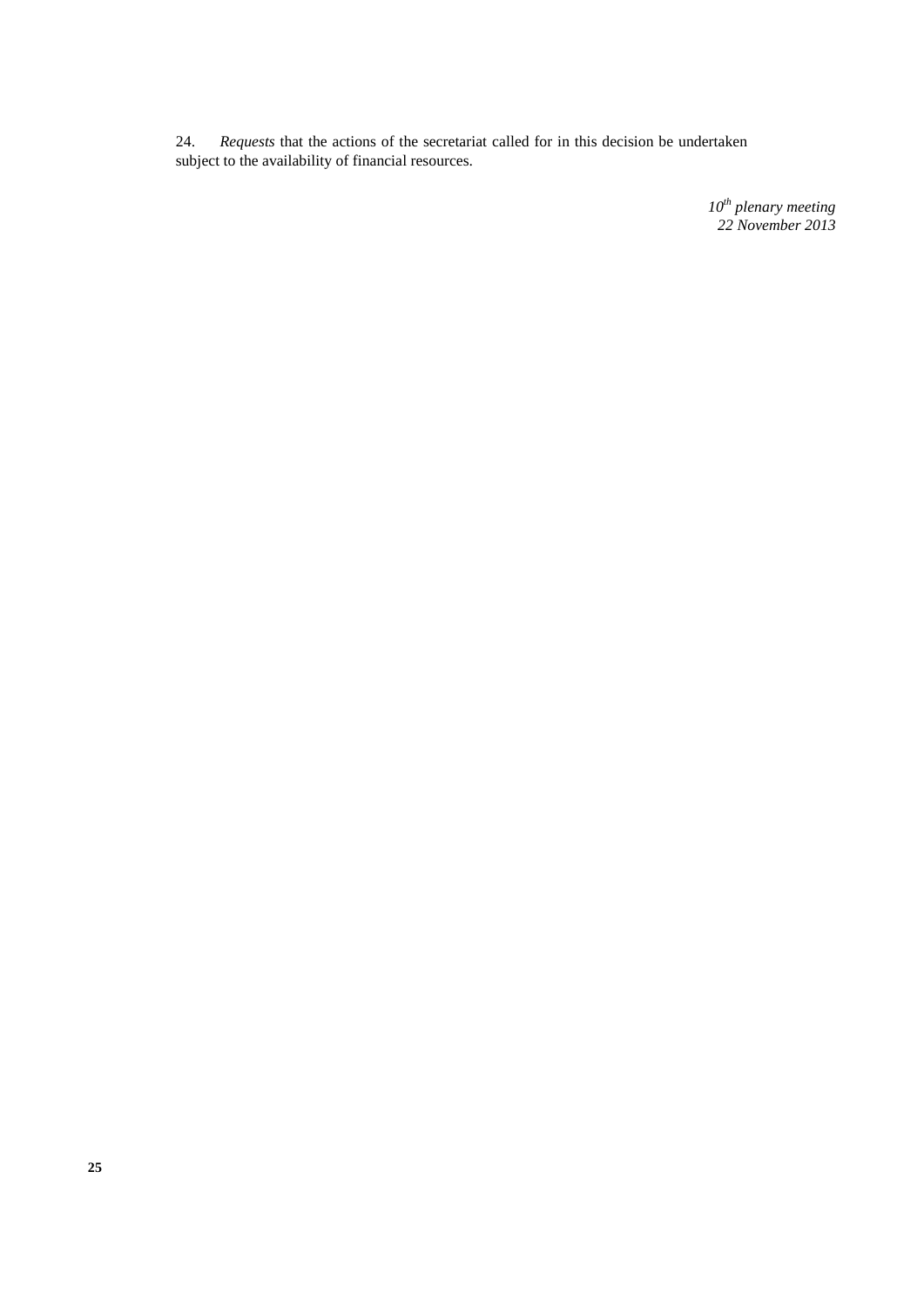24. *Requests* that the actions of the secretariat called for in this decision be undertaken subject to the availability of financial resources.

*10th plenary meeting*
*22 November 2013*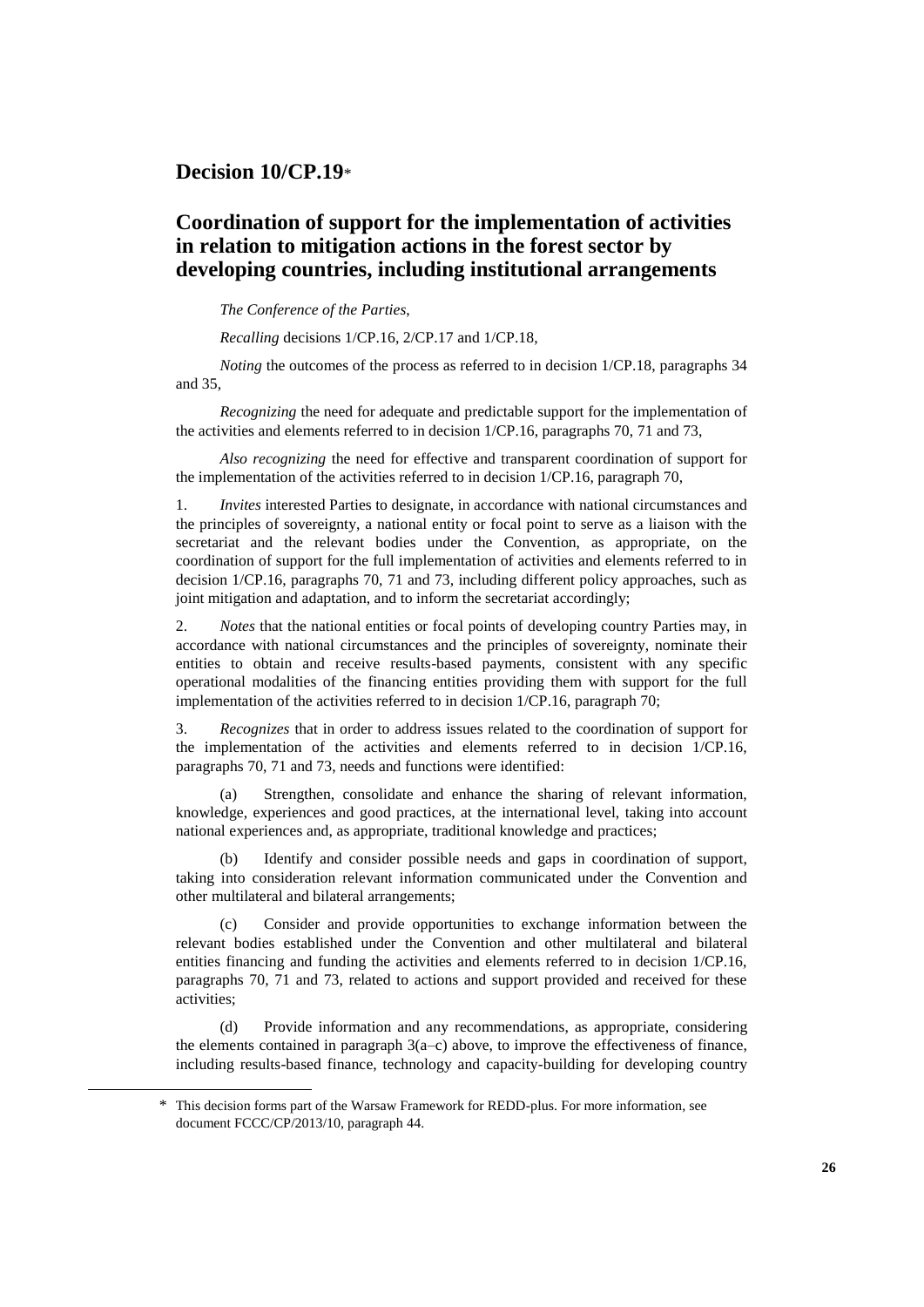# Decision 10/CP.19*

## Coordination of support for the implementation of activities in relation to mitigation actions in the forest sector by developing countries, including institutional arrangements

*The Conference of the Parties*,

*Recalling* decisions 1/CP.16, 2/CP.17 and 1/CP.18,

*Noting* the outcomes of the process as referred to in decision 1/CP.18, paragraphs 34 and 35,

*Recognizing* the need for adequate and predictable support for the implementation of the activities and elements referred to in decision 1/CP.16, paragraphs 70, 71 and 73,

*Also recognizing* the need for effective and transparent coordination of support for the implementation of the activities referred to in decision 1/CP.16, paragraph 70,

1. *Invites* interested Parties to designate, in accordance with national circumstances and the principles of sovereignty, a national entity or focal point to serve as a liaison with the secretariat and the relevant bodies under the Convention, as appropriate, on the coordination of support for the full implementation of activities and elements referred to in decision 1/CP.16, paragraphs 70, 71 and 73, including different policy approaches, such as joint mitigation and adaptation, and to inform the secretariat accordingly;

2. *Notes* that the national entities or focal points of developing country Parties may, in accordance with national circumstances and the principles of sovereignty, nominate their entities to obtain and receive results-based payments, consistent with any specific operational modalities of the financing entities providing them with support for the full implementation of the activities referred to in decision 1/CP.16, paragraph 70;

3. *Recognizes* that in order to address issues related to the coordination of support for the implementation of the activities and elements referred to in decision 1/CP.16, paragraphs 70, 71 and 73, needs and functions were identified:

(a) Strengthen, consolidate and enhance the sharing of relevant information, knowledge, experiences and good practices, at the international level, taking into account national experiences and, as appropriate, traditional knowledge and practices;

(b) Identify and consider possible needs and gaps in coordination of support, taking into consideration relevant information communicated under the Convention and other multilateral and bilateral arrangements;

(c) Consider and provide opportunities to exchange information between the relevant bodies established under the Convention and other multilateral and bilateral entities financing and funding the activities and elements referred to in decision 1/CP.16, paragraphs 70, 71 and 73, related to actions and support provided and received for these activities;

(d) Provide information and any recommendations, as appropriate, considering the elements contained in paragraph 3(a–c) above, to improve the effectiveness of finance, including results-based finance, technology and capacity-building for developing country

* This decision forms part of the Warsaw Framework for REDD-plus. For more information, see document FCCC/CP/2013/10, paragraph 44.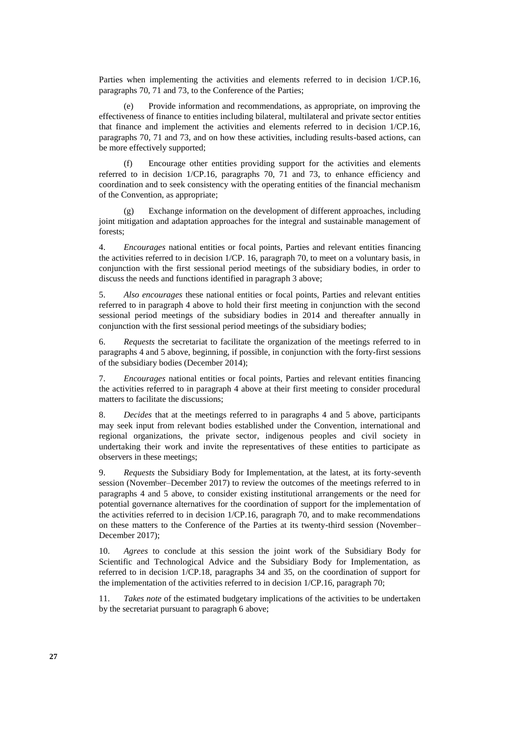Parties when implementing the activities and elements referred to in decision 1/CP.16, paragraphs 70, 71 and 73, to the Conference of the Parties;

(e) Provide information and recommendations, as appropriate, on improving the effectiveness of finance to entities including bilateral, multilateral and private sector entities that finance and implement the activities and elements referred to in decision 1/CP.16, paragraphs 70, 71 and 73, and on how these activities, including results-based actions, can be more effectively supported;

(f) Encourage other entities providing support for the activities and elements referred to in decision 1/CP.16, paragraphs 70, 71 and 73, to enhance efficiency and coordination and to seek consistency with the operating entities of the financial mechanism of the Convention, as appropriate;

(g) Exchange information on the development of different approaches, including joint mitigation and adaptation approaches for the integral and sustainable management of forests;

4. *Encourages* national entities or focal points, Parties and relevant entities financing the activities referred to in decision 1/CP. 16, paragraph 70, to meet on a voluntary basis, in conjunction with the first sessional period meetings of the subsidiary bodies, in order to discuss the needs and functions identified in paragraph 3 above;

5. *Also encourages* these national entities or focal points, Parties and relevant entities referred to in paragraph 4 above to hold their first meeting in conjunction with the second sessional period meetings of the subsidiary bodies in 2014 and thereafter annually in conjunction with the first sessional period meetings of the subsidiary bodies;

6. *Requests* the secretariat to facilitate the organization of the meetings referred to in paragraphs 4 and 5 above, beginning, if possible, in conjunction with the forty-first sessions of the subsidiary bodies (December 2014);

7. *Encourages* national entities or focal points, Parties and relevant entities financing the activities referred to in paragraph 4 above at their first meeting to consider procedural matters to facilitate the discussions;

8. *Decides* that at the meetings referred to in paragraphs 4 and 5 above, participants may seek input from relevant bodies established under the Convention, international and regional organizations, the private sector, indigenous peoples and civil society in undertaking their work and invite the representatives of these entities to participate as observers in these meetings;

9. *Requests* the Subsidiary Body for Implementation, at the latest, at its forty-seventh session (November–December 2017) to review the outcomes of the meetings referred to in paragraphs 4 and 5 above, to consider existing institutional arrangements or the need for potential governance alternatives for the coordination of support for the implementation of the activities referred to in decision 1/CP.16, paragraph 70, and to make recommendations on these matters to the Conference of the Parties at its twenty-third session (November–December 2017);

10. *Agrees* to conclude at this session the joint work of the Subsidiary Body for Scientific and Technological Advice and the Subsidiary Body for Implementation, as referred to in decision 1/CP.18, paragraphs 34 and 35, on the coordination of support for the implementation of the activities referred to in decision 1/CP.16, paragraph 70;

11. *Takes note* of the estimated budgetary implications of the activities to be undertaken by the secretariat pursuant to paragraph 6 above;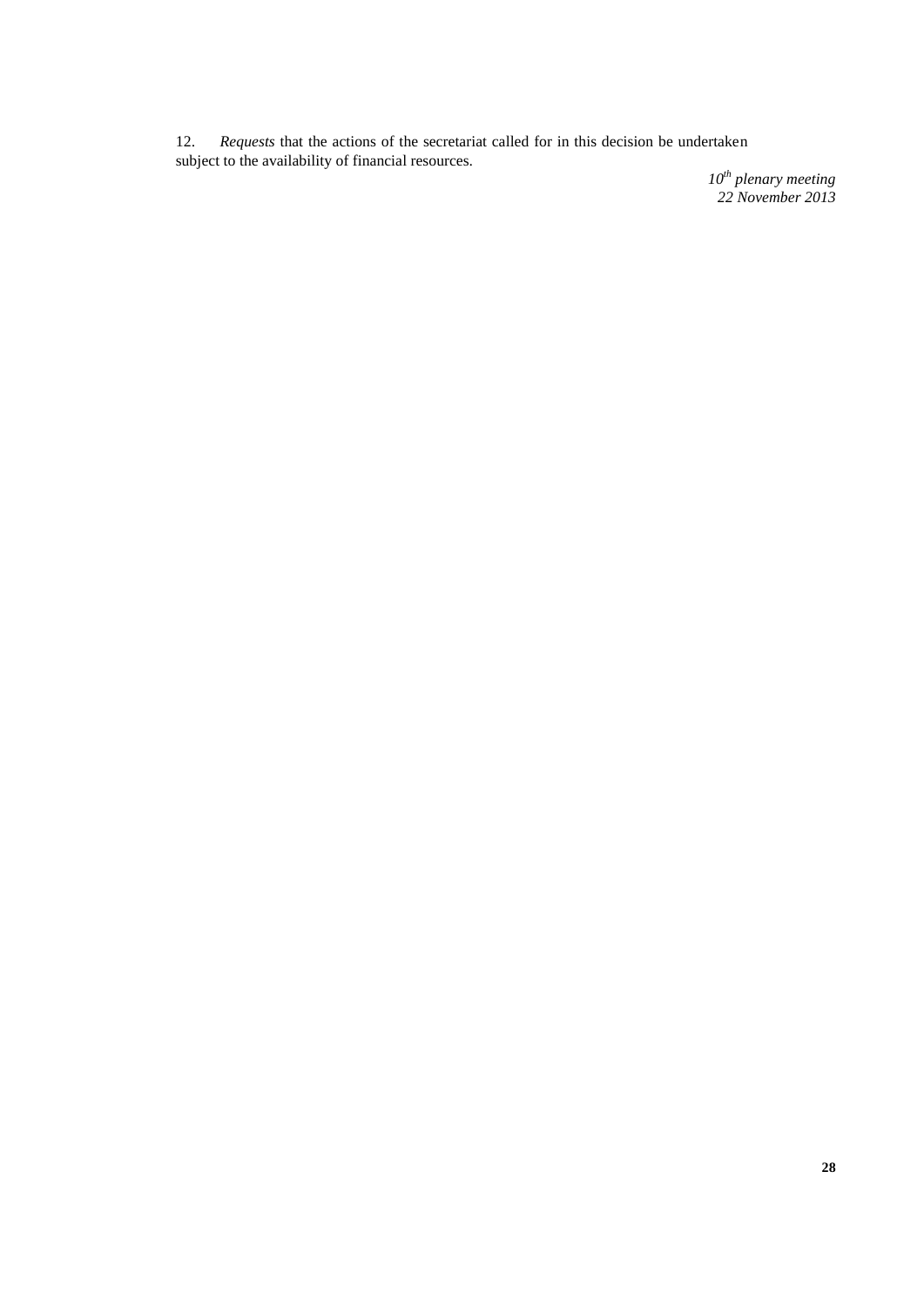12. *Requests* that the actions of the secretariat called for in this decision be undertaken subject to the availability of financial resources.

*10th plenary meeting*
*22 November 2013*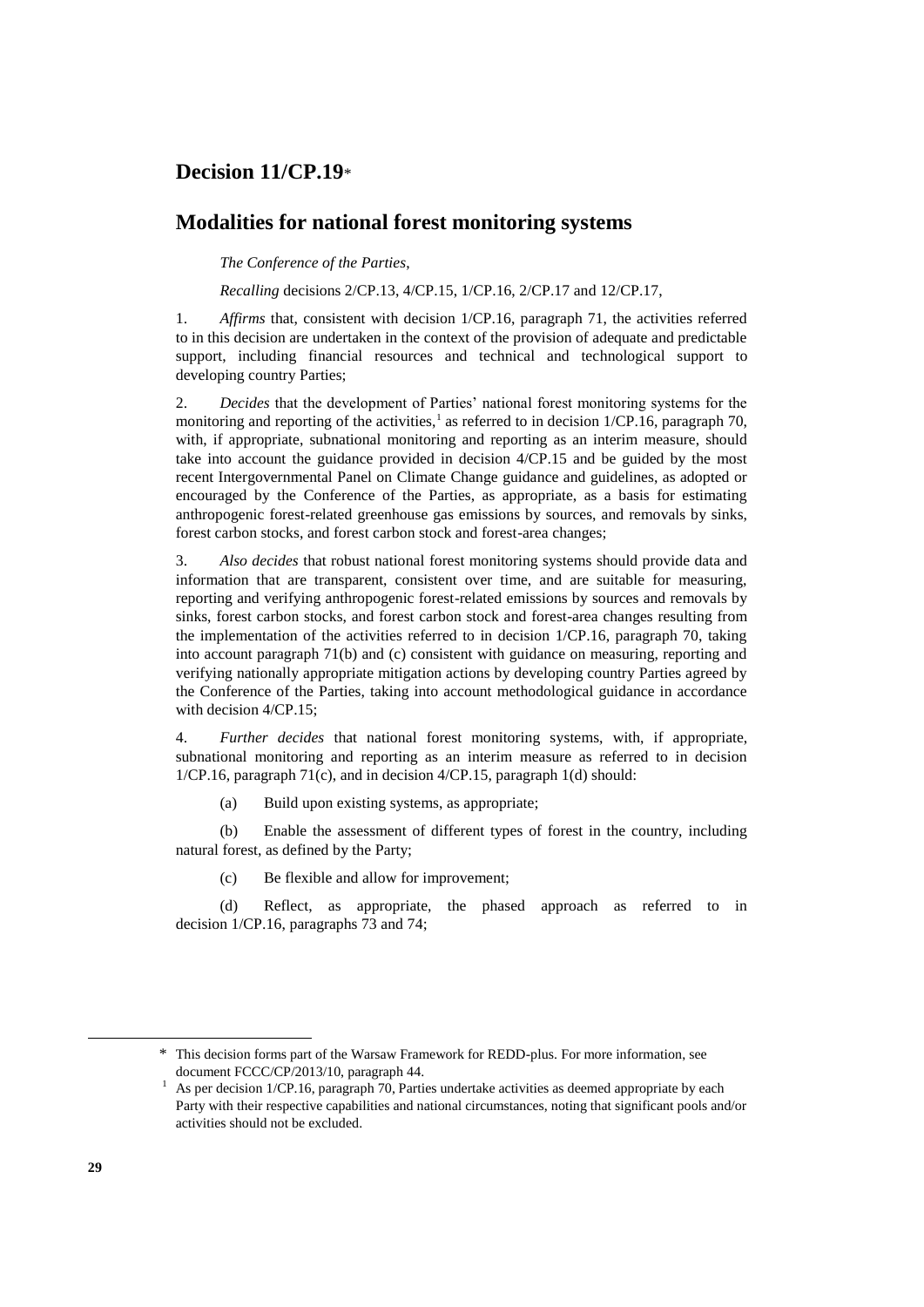# Decision 11/CP.19*

## Modalities for national forest monitoring systems

*The Conference of the Parties*,

*Recalling* decisions 2/CP.13, 4/CP.15, 1/CP.16, 2/CP.17 and 12/CP.17,

1. *Affirms* that, consistent with decision 1/CP.16, paragraph 71, the activities referred to in this decision are undertaken in the context of the provision of adequate and predictable support, including financial resources and technical and technological support to developing country Parties;

2. *Decides* that the development of Parties' national forest monitoring systems for the monitoring and reporting of the activities,[1] as referred to in decision 1/CP.16, paragraph 70, with, if appropriate, subnational monitoring and reporting as an interim measure, should take into account the guidance provided in decision 4/CP.15 and be guided by the most recent Intergovernmental Panel on Climate Change guidance and guidelines, as adopted or encouraged by the Conference of the Parties, as appropriate, as a basis for estimating anthropogenic forest-related greenhouse gas emissions by sources, and removals by sinks, forest carbon stocks, and forest carbon stock and forest-area changes;

3. *Also decides* that robust national forest monitoring systems should provide data and information that are transparent, consistent over time, and are suitable for measuring, reporting and verifying anthropogenic forest-related emissions by sources and removals by sinks, forest carbon stocks, and forest carbon stock and forest-area changes resulting from the implementation of the activities referred to in decision 1/CP.16, paragraph 70, taking into account paragraph 71(b) and (c) consistent with guidance on measuring, reporting and verifying nationally appropriate mitigation actions by developing country Parties agreed by the Conference of the Parties, taking into account methodological guidance in accordance with decision 4/CP.15;

4. *Further decides* that national forest monitoring systems, with, if appropriate, subnational monitoring and reporting as an interim measure as referred to in decision 1/CP.16, paragraph 71(c), and in decision 4/CP.15, paragraph 1(d) should:

   (a) Build upon existing systems, as appropriate;

   (b) Enable the assessment of different types of forest in the country, including natural forest, as defined by the Party;

   (c) Be flexible and allow for improvement;

   (d) Reflect, as appropriate, the phased approach as referred to in decision 1/CP.16, paragraphs 73 and 74;

---

\* This decision forms part of the Warsaw Framework for REDD-plus. For more information, see document FCCC/CP/2013/10, paragraph 44.

[1] As per decision 1/CP.16, paragraph 70, Parties undertake activities as deemed appropriate by each Party with their respective capabilities and national circumstances, noting that significant pools and/or activities should not be excluded.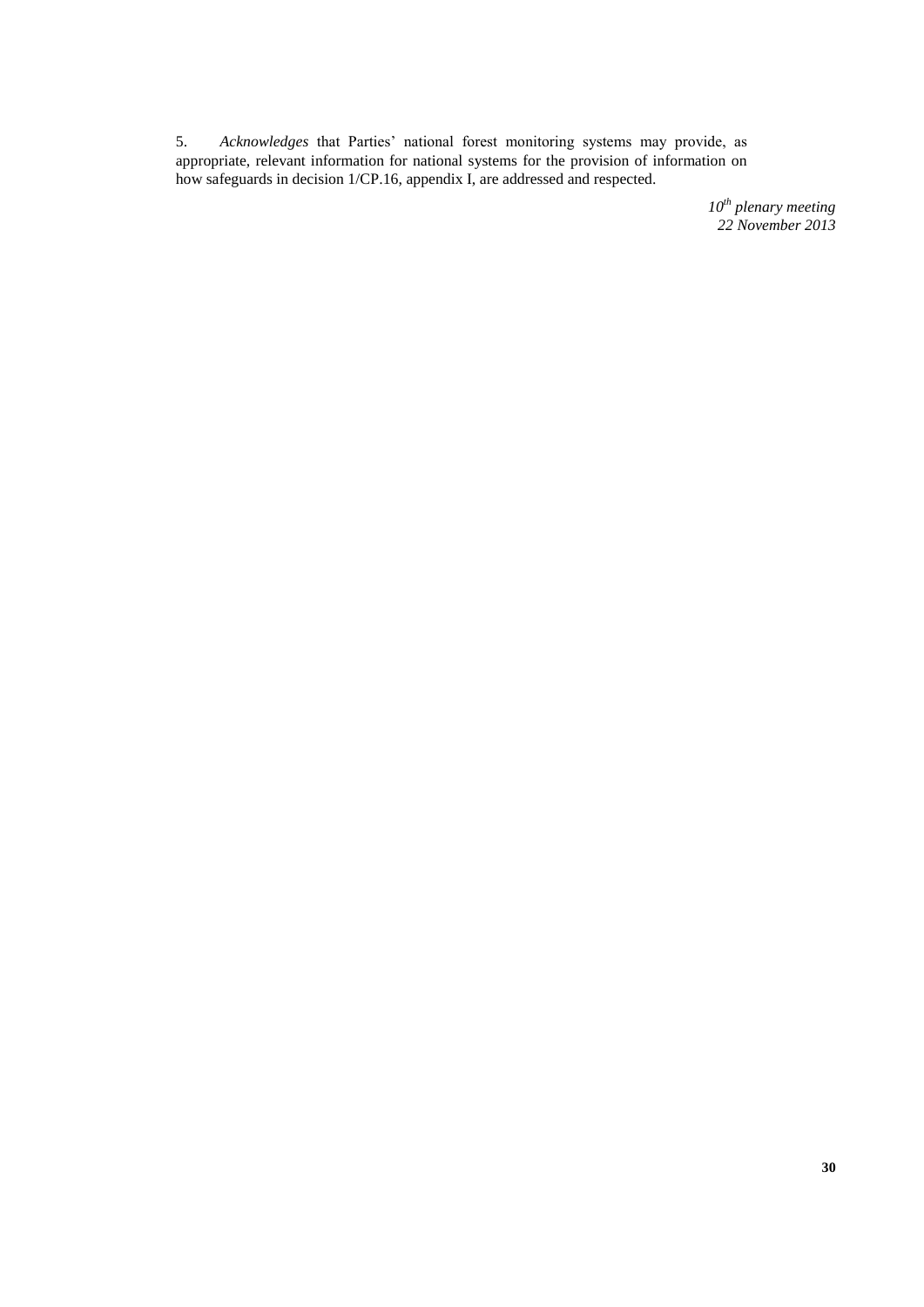5. *Acknowledges* that Parties' national forest monitoring systems may provide, as appropriate, relevant information for national systems for the provision of information on how safeguards in decision 1/CP.16, appendix I, are addressed and respected.

*10th plenary meeting*
*22 November 2013*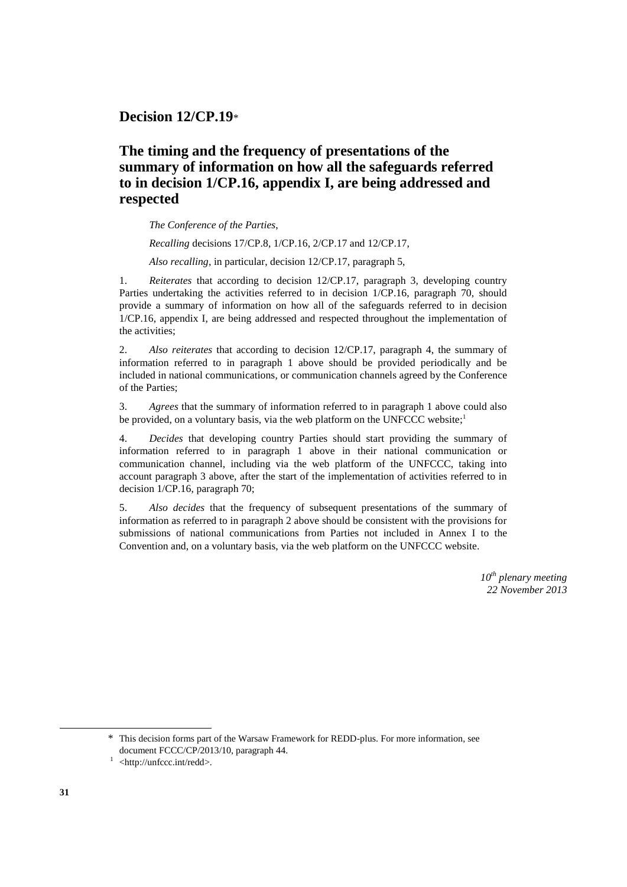# Decision 12/CP.19*

## The timing and the frequency of presentations of the summary of information on how all the safeguards referred to in decision 1/CP.16, appendix I, are being addressed and respected

*The Conference of the Parties*,

*Recalling* decisions 17/CP.8, 1/CP.16, 2/CP.17 and 12/CP.17,

*Also recalling*, in particular, decision 12/CP.17, paragraph 5,

1. *Reiterates* that according to decision 12/CP.17, paragraph 3, developing country Parties undertaking the activities referred to in decision 1/CP.16, paragraph 70, should provide a summary of information on how all of the safeguards referred to in decision 1/CP.16, appendix I, are being addressed and respected throughout the implementation of the activities;

2. *Also reiterates* that according to decision 12/CP.17, paragraph 4, the summary of information referred to in paragraph 1 above should be provided periodically and be included in national communications, or communication channels agreed by the Conference of the Parties;

3. *Agrees* that the summary of information referred to in paragraph 1 above could also be provided, on a voluntary basis, via the web platform on the UNFCCC website;[1]

4. *Decides* that developing country Parties should start providing the summary of information referred to in paragraph 1 above in their national communication or communication channel, including via the web platform of the UNFCCC, taking into account paragraph 3 above, after the start of the implementation of activities referred to in decision 1/CP.16, paragraph 70;

5. *Also decides* that the frequency of subsequent presentations of the summary of information as referred to in paragraph 2 above should be consistent with the provisions for submissions of national communications from Parties not included in Annex I to the Convention and, on a voluntary basis, via the web platform on the UNFCCC website.

*10th plenary meeting*
*22 November 2013*

---

\* This decision forms part of the Warsaw Framework for REDD-plus. For more information, see document FCCC/CP/2013/10, paragraph 44.

[1] <http://unfccc.int/redd>.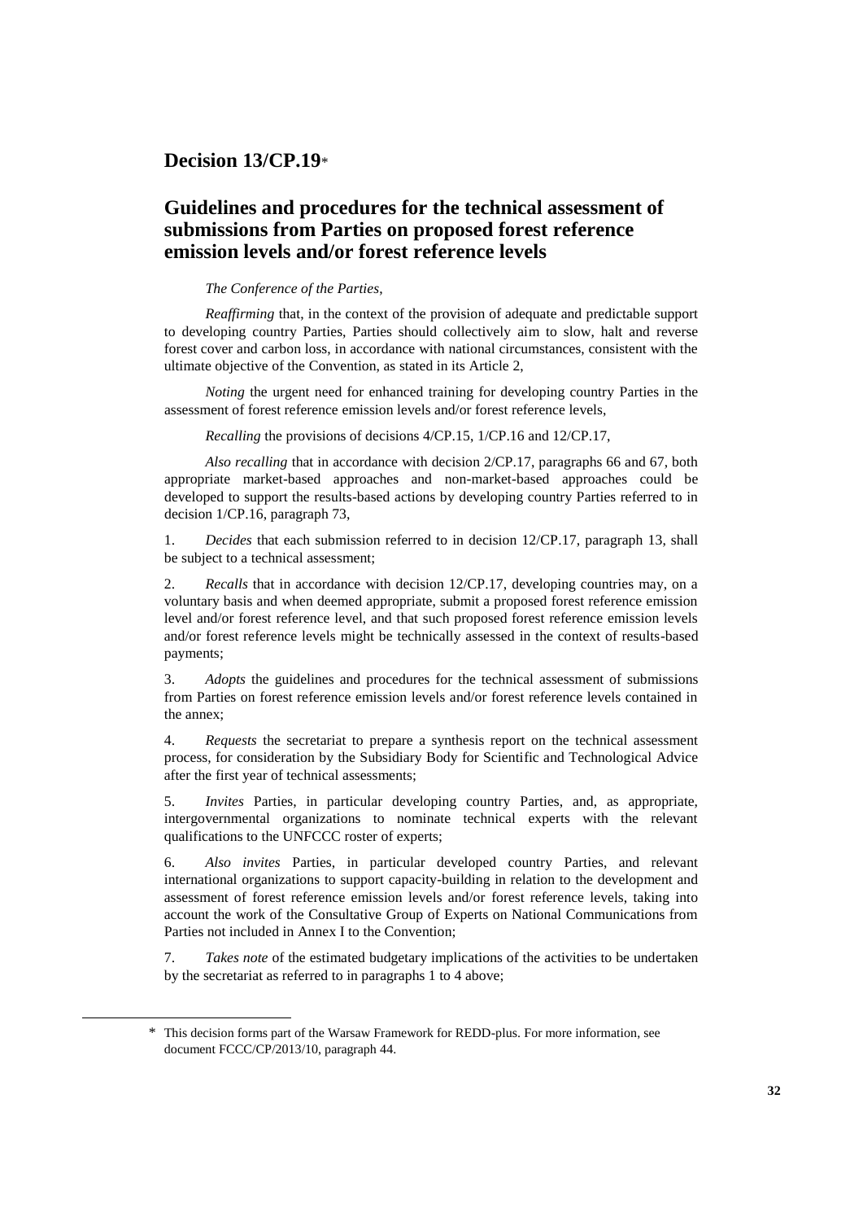# Decision 13/CP.19*

## Guidelines and procedures for the technical assessment of submissions from Parties on proposed forest reference emission levels and/or forest reference levels

*The Conference of the Parties*,

*Reaffirming* that, in the context of the provision of adequate and predictable support to developing country Parties, Parties should collectively aim to slow, halt and reverse forest cover and carbon loss, in accordance with national circumstances, consistent with the ultimate objective of the Convention, as stated in its Article 2,

*Noting* the urgent need for enhanced training for developing country Parties in the assessment of forest reference emission levels and/or forest reference levels,

*Recalling* the provisions of decisions 4/CP.15, 1/CP.16 and 12/CP.17,

*Also recalling* that in accordance with decision 2/CP.17, paragraphs 66 and 67, both appropriate market-based approaches and non-market-based approaches could be developed to support the results-based actions by developing country Parties referred to in decision 1/CP.16, paragraph 73,

1. *Decides* that each submission referred to in decision 12/CP.17, paragraph 13, shall be subject to a technical assessment;

2. *Recalls* that in accordance with decision 12/CP.17, developing countries may, on a voluntary basis and when deemed appropriate, submit a proposed forest reference emission level and/or forest reference level, and that such proposed forest reference emission levels and/or forest reference levels might be technically assessed in the context of results-based payments;

3. *Adopts* the guidelines and procedures for the technical assessment of submissions from Parties on forest reference emission levels and/or forest reference levels contained in the annex;

4. *Requests* the secretariat to prepare a synthesis report on the technical assessment process, for consideration by the Subsidiary Body for Scientific and Technological Advice after the first year of technical assessments;

5. *Invites* Parties, in particular developing country Parties, and, as appropriate, intergovernmental organizations to nominate technical experts with the relevant qualifications to the UNFCCC roster of experts;

6. *Also invites* Parties, in particular developed country Parties, and relevant international organizations to support capacity-building in relation to the development and assessment of forest reference emission levels and/or forest reference levels, taking into account the work of the Consultative Group of Experts on National Communications from Parties not included in Annex I to the Convention;

7. *Takes note* of the estimated budgetary implications of the activities to be undertaken by the secretariat as referred to in paragraphs 1 to 4 above;

---

\* This decision forms part of the Warsaw Framework for REDD-plus. For more information, see document FCCC/CP/2013/10, paragraph 44.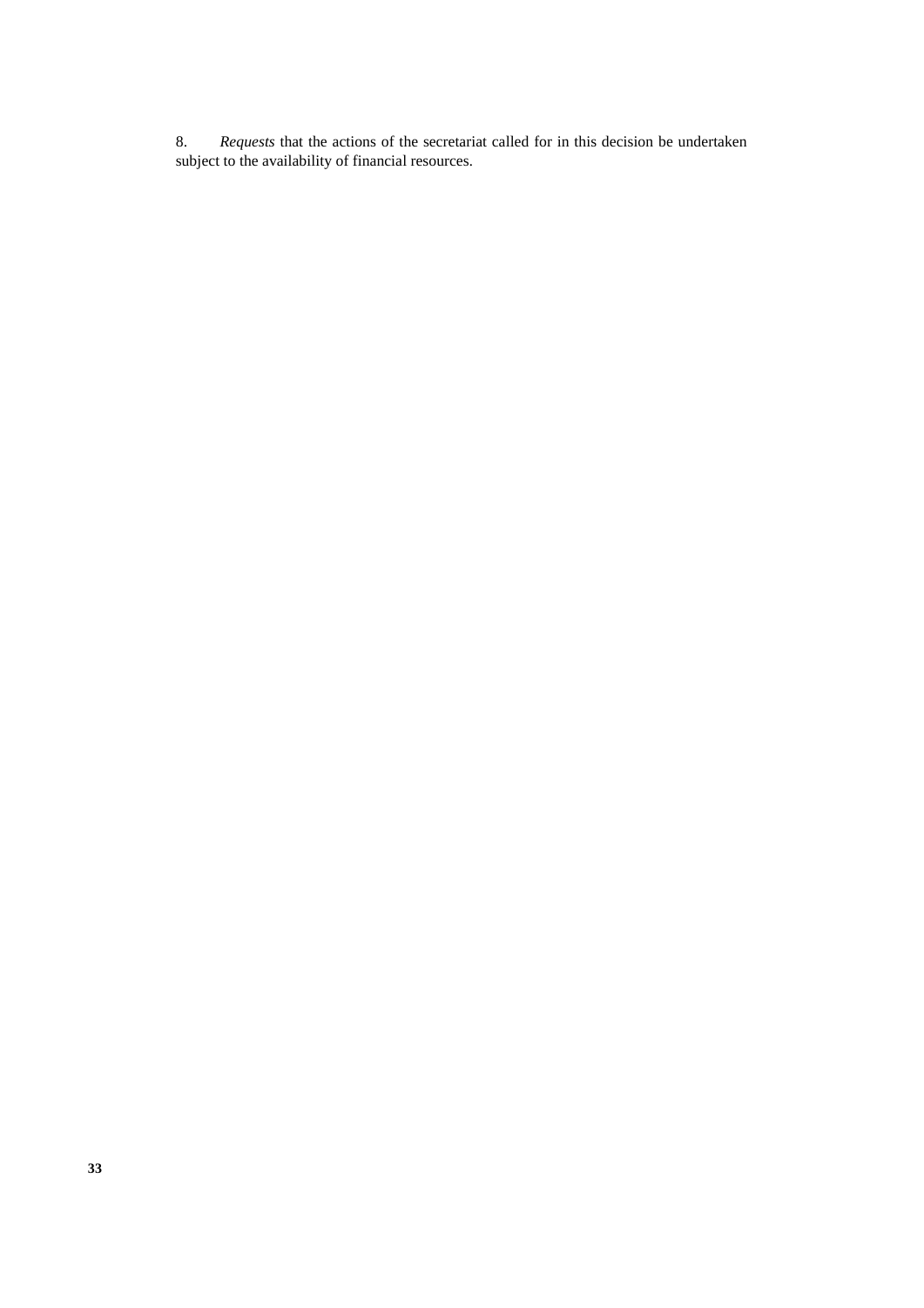8. *Requests* that the actions of the secretariat called for in this decision be undertaken subject to the availability of financial resources.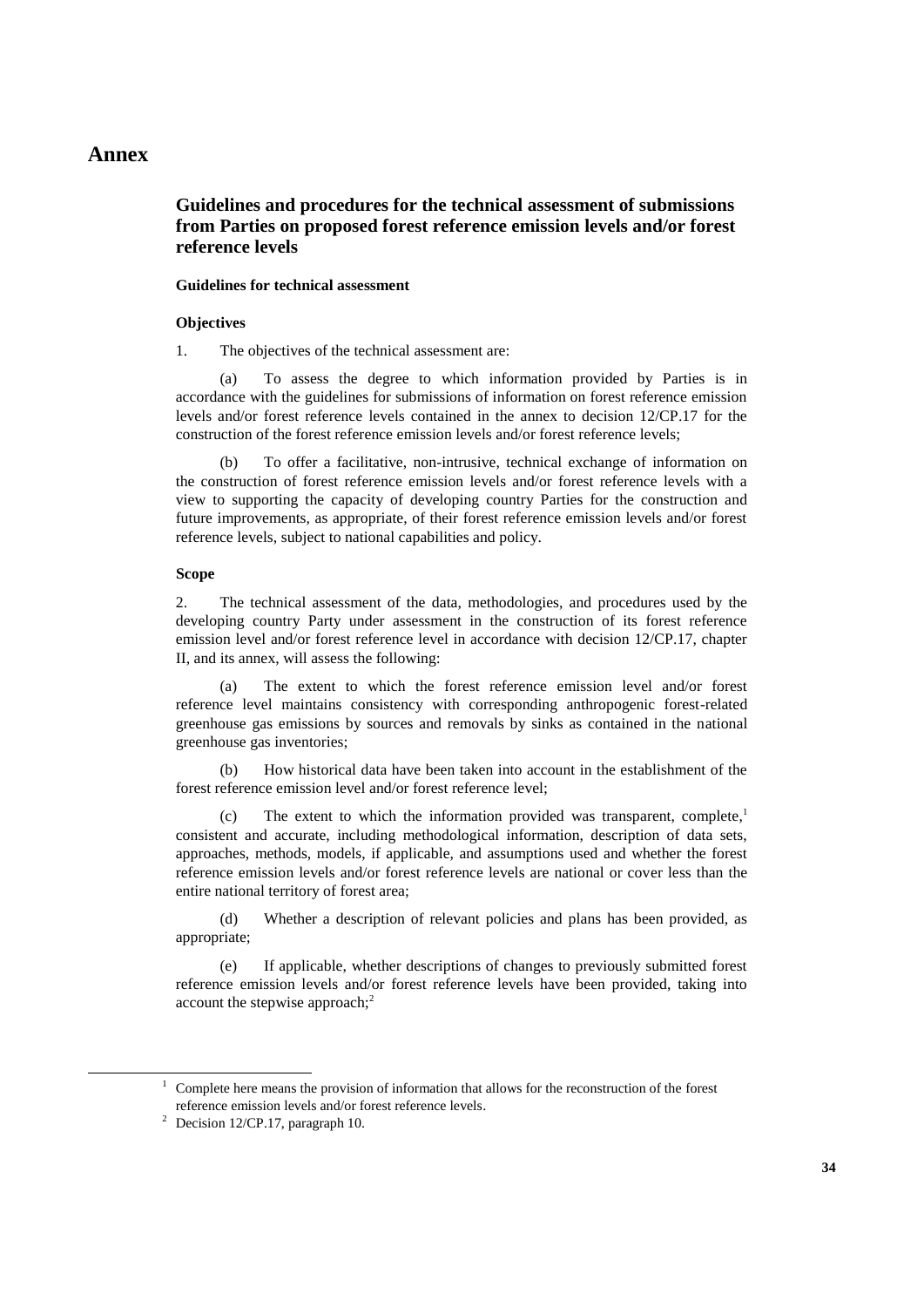# Annex

## Guidelines and procedures for the technical assessment of submissions from Parties on proposed forest reference emission levels and/or forest reference levels

#### Guidelines for technical assessment

#### Objectives

1. The objectives of the technical assessment are:

(a) To assess the degree to which information provided by Parties is in accordance with the guidelines for submissions of information on forest reference emission levels and/or forest reference levels contained in the annex to decision 12/CP.17 for the construction of the forest reference emission levels and/or forest reference levels;

(b) To offer a facilitative, non-intrusive, technical exchange of information on the construction of forest reference emission levels and/or forest reference levels with a view to supporting the capacity of developing country Parties for the construction and future improvements, as appropriate, of their forest reference emission levels and/or forest reference levels, subject to national capabilities and policy.

#### Scope

2. The technical assessment of the data, methodologies, and procedures used by the developing country Party under assessment in the construction of its forest reference emission level and/or forest reference level in accordance with decision 12/CP.17, chapter II, and its annex, will assess the following:

(a) The extent to which the forest reference emission level and/or forest reference level maintains consistency with corresponding anthropogenic forest-related greenhouse gas emissions by sources and removals by sinks as contained in the national greenhouse gas inventories;

(b) How historical data have been taken into account in the establishment of the forest reference emission level and/or forest reference level;

(c) The extent to which the information provided was transparent, complete,[1] consistent and accurate, including methodological information, description of data sets, approaches, methods, models, if applicable, and assumptions used and whether the forest reference emission levels and/or forest reference levels are national or cover less than the entire national territory of forest area;

(d) Whether a description of relevant policies and plans has been provided, as appropriate;

(e) If applicable, whether descriptions of changes to previously submitted forest reference emission levels and/or forest reference levels have been provided, taking into account the stepwise approach;[2]

---

[1] Complete here means the provision of information that allows for the reconstruction of the forest reference emission levels and/or forest reference levels.

[2] Decision 12/CP.17, paragraph 10.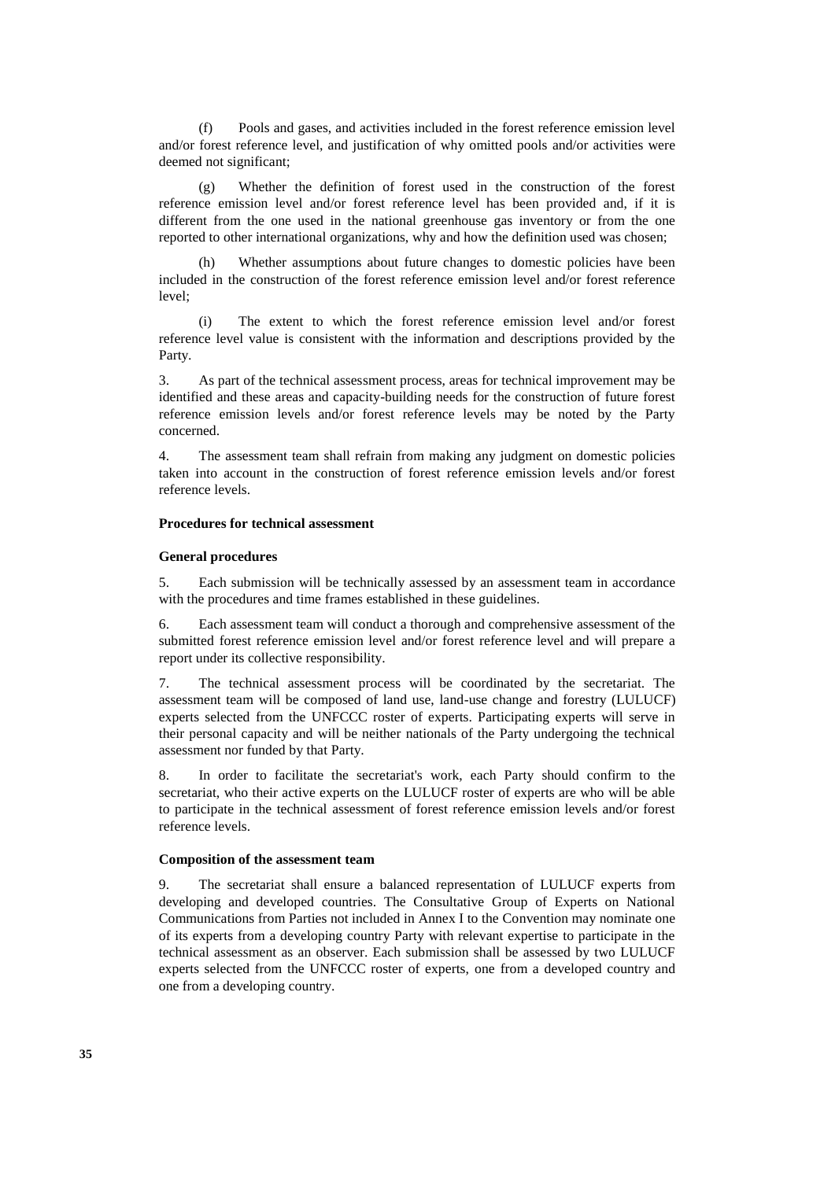(f) Pools and gases, and activities included in the forest reference emission level and/or forest reference level, and justification of why omitted pools and/or activities were deemed not significant;

(g) Whether the definition of forest used in the construction of the forest reference emission level and/or forest reference level has been provided and, if it is different from the one used in the national greenhouse gas inventory or from the one reported to other international organizations, why and how the definition used was chosen;

(h) Whether assumptions about future changes to domestic policies have been included in the construction of the forest reference emission level and/or forest reference level;

(i) The extent to which the forest reference emission level and/or forest reference level value is consistent with the information and descriptions provided by the Party.

3. As part of the technical assessment process, areas for technical improvement may be identified and these areas and capacity-building needs for the construction of future forest reference emission levels and/or forest reference levels may be noted by the Party concerned.

4. The assessment team shall refrain from making any judgment on domestic policies taken into account in the construction of forest reference emission levels and/or forest reference levels.

**Procedures for technical assessment**

**General procedures**

5. Each submission will be technically assessed by an assessment team in accordance with the procedures and time frames established in these guidelines.

6. Each assessment team will conduct a thorough and comprehensive assessment of the submitted forest reference emission level and/or forest reference level and will prepare a report under its collective responsibility.

7. The technical assessment process will be coordinated by the secretariat. The assessment team will be composed of land use, land-use change and forestry (LULUCF) experts selected from the UNFCCC roster of experts. Participating experts will serve in their personal capacity and will be neither nationals of the Party undergoing the technical assessment nor funded by that Party.

8. In order to facilitate the secretariat's work, each Party should confirm to the secretariat, who their active experts on the LULUCF roster of experts are who will be able to participate in the technical assessment of forest reference emission levels and/or forest reference levels.

**Composition of the assessment team**

9. The secretariat shall ensure a balanced representation of LULUCF experts from developing and developed countries. The Consultative Group of Experts on National Communications from Parties not included in Annex I to the Convention may nominate one of its experts from a developing country Party with relevant expertise to participate in the technical assessment as an observer. Each submission shall be assessed by two LULUCF experts selected from the UNFCCC roster of experts, one from a developed country and one from a developing country.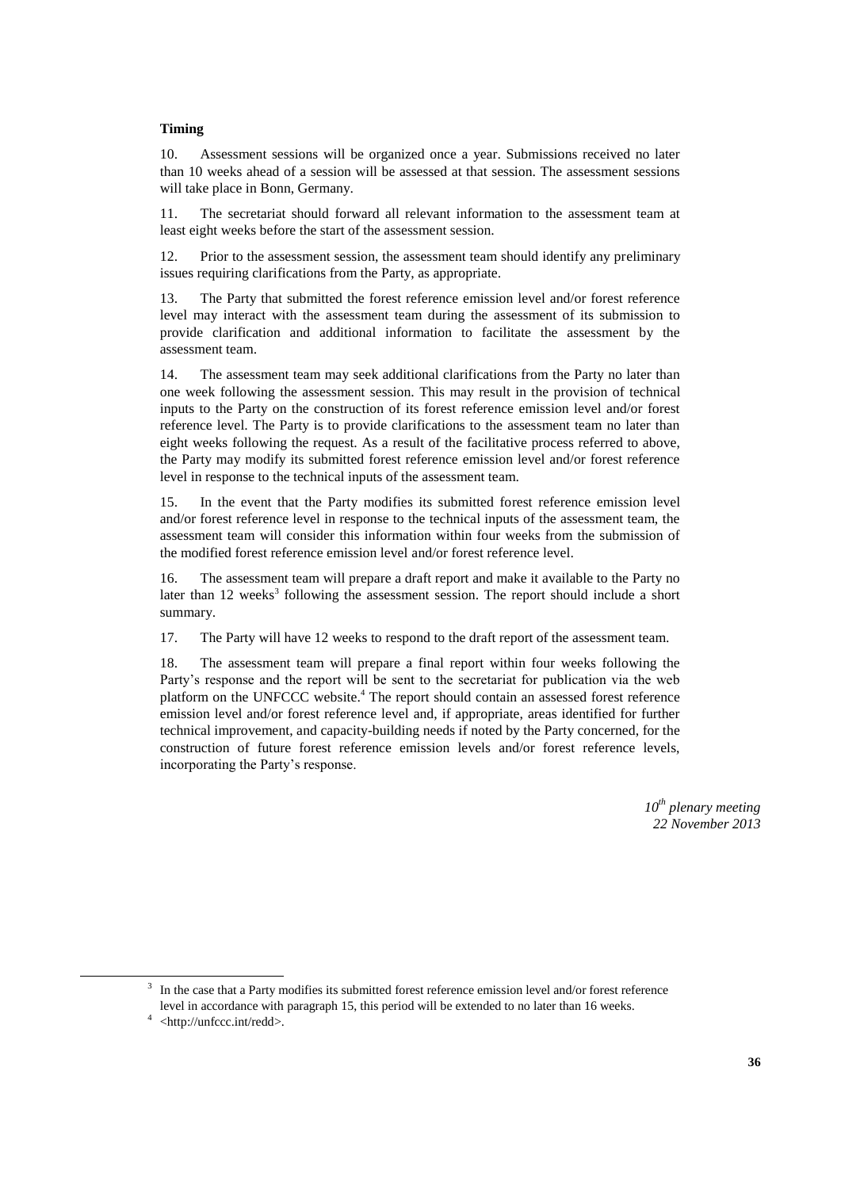**Timing**

10. Assessment sessions will be organized once a year. Submissions received no later than 10 weeks ahead of a session will be assessed at that session. The assessment sessions will take place in Bonn, Germany.

11. The secretariat should forward all relevant information to the assessment team at least eight weeks before the start of the assessment session.

12. Prior to the assessment session, the assessment team should identify any preliminary issues requiring clarifications from the Party, as appropriate.

13. The Party that submitted the forest reference emission level and/or forest reference level may interact with the assessment team during the assessment of its submission to provide clarification and additional information to facilitate the assessment by the assessment team.

14. The assessment team may seek additional clarifications from the Party no later than one week following the assessment session. This may result in the provision of technical inputs to the Party on the construction of its forest reference emission level and/or forest reference level. The Party is to provide clarifications to the assessment team no later than eight weeks following the request. As a result of the facilitative process referred to above, the Party may modify its submitted forest reference emission level and/or forest reference level in response to the technical inputs of the assessment team.

15. In the event that the Party modifies its submitted forest reference emission level and/or forest reference level in response to the technical inputs of the assessment team, the assessment team will consider this information within four weeks from the submission of the modified forest reference emission level and/or forest reference level.

16. The assessment team will prepare a draft report and make it available to the Party no later than 12 weeks[3] following the assessment session. The report should include a short summary.

17. The Party will have 12 weeks to respond to the draft report of the assessment team.

18. The assessment team will prepare a final report within four weeks following the Party's response and the report will be sent to the secretariat for publication via the web platform on the UNFCCC website.[4] The report should contain an assessed forest reference emission level and/or forest reference level and, if appropriate, areas identified for further technical improvement, and capacity-building needs if noted by the Party concerned, for the construction of future forest reference emission levels and/or forest reference levels, incorporating the Party's response.

*10th plenary meeting*
*22 November 2013*

---

[3] In the case that a Party modifies its submitted forest reference emission level and/or forest reference level in accordance with paragraph 15, this period will be extended to no later than 16 weeks.

[4] <http://unfccc.int/redd>.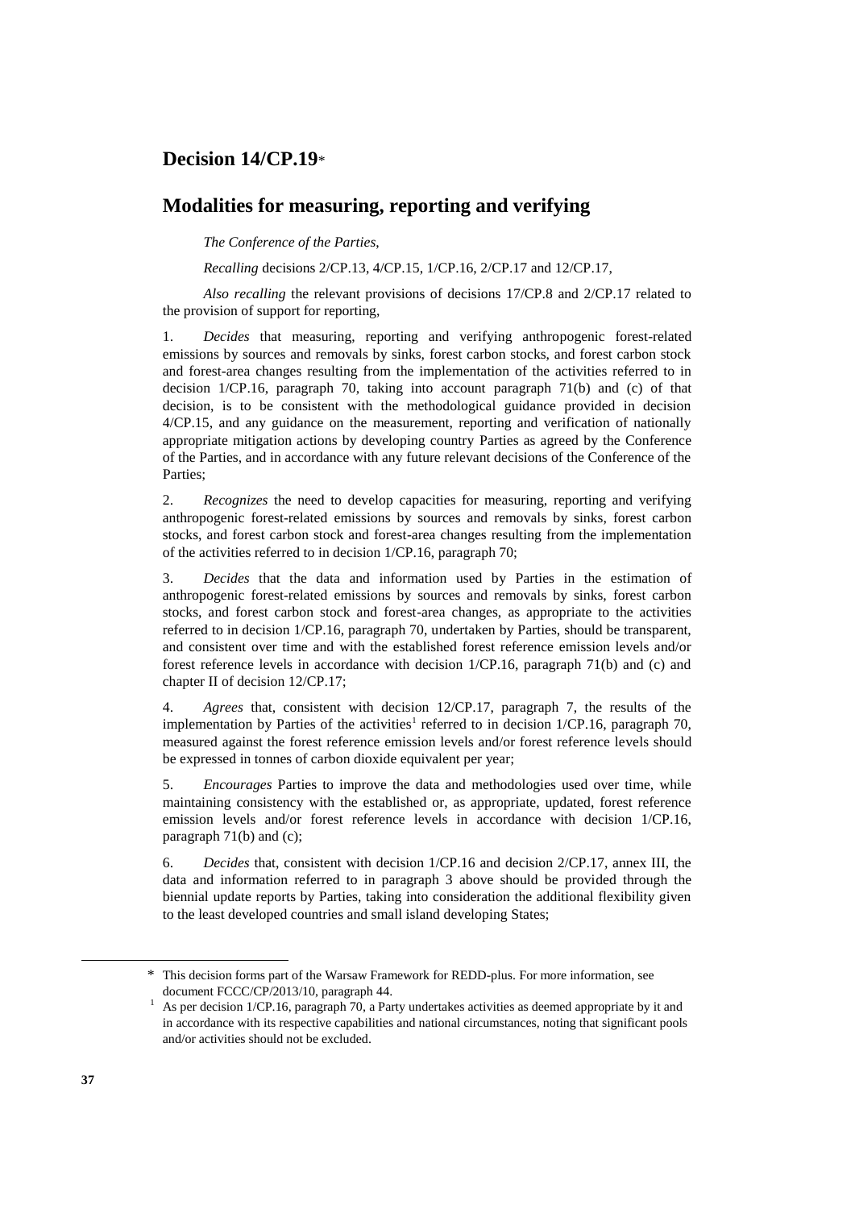## Decision 14/CP.19*

## Modalities for measuring, reporting and verifying

*The Conference of the Parties*,

*Recalling* decisions 2/CP.13, 4/CP.15, 1/CP.16, 2/CP.17 and 12/CP.17,

*Also recalling* the relevant provisions of decisions 17/CP.8 and 2/CP.17 related to the provision of support for reporting,

1. *Decides* that measuring, reporting and verifying anthropogenic forest-related emissions by sources and removals by sinks, forest carbon stocks, and forest carbon stock and forest-area changes resulting from the implementation of the activities referred to in decision 1/CP.16, paragraph 70, taking into account paragraph 71(b) and (c) of that decision, is to be consistent with the methodological guidance provided in decision 4/CP.15, and any guidance on the measurement, reporting and verification of nationally appropriate mitigation actions by developing country Parties as agreed by the Conference of the Parties, and in accordance with any future relevant decisions of the Conference of the Parties;

2. *Recognizes* the need to develop capacities for measuring, reporting and verifying anthropogenic forest-related emissions by sources and removals by sinks, forest carbon stocks, and forest carbon stock and forest-area changes resulting from the implementation of the activities referred to in decision 1/CP.16, paragraph 70;

3. *Decides* that the data and information used by Parties in the estimation of anthropogenic forest-related emissions by sources and removals by sinks, forest carbon stocks, and forest carbon stock and forest-area changes, as appropriate to the activities referred to in decision 1/CP.16, paragraph 70, undertaken by Parties, should be transparent, and consistent over time and with the established forest reference emission levels and/or forest reference levels in accordance with decision 1/CP.16, paragraph 71(b) and (c) and chapter II of decision 12/CP.17;

4. *Agrees* that, consistent with decision 12/CP.17, paragraph 7, the results of the implementation by Parties of the activities[1] referred to in decision 1/CP.16, paragraph 70, measured against the forest reference emission levels and/or forest reference levels should be expressed in tonnes of carbon dioxide equivalent per year;

5. *Encourages* Parties to improve the data and methodologies used over time, while maintaining consistency with the established or, as appropriate, updated, forest reference emission levels and/or forest reference levels in accordance with decision 1/CP.16, paragraph 71(b) and (c);

6. *Decides* that, consistent with decision 1/CP.16 and decision 2/CP.17, annex III, the data and information referred to in paragraph 3 above should be provided through the biennial update reports by Parties, taking into consideration the additional flexibility given to the least developed countries and small island developing States;

---

\* This decision forms part of the Warsaw Framework for REDD-plus. For more information, see document FCCC/CP/2013/10, paragraph 44.

[1] As per decision 1/CP.16, paragraph 70, a Party undertakes activities as deemed appropriate by it and in accordance with its respective capabilities and national circumstances, noting that significant pools and/or activities should not be excluded.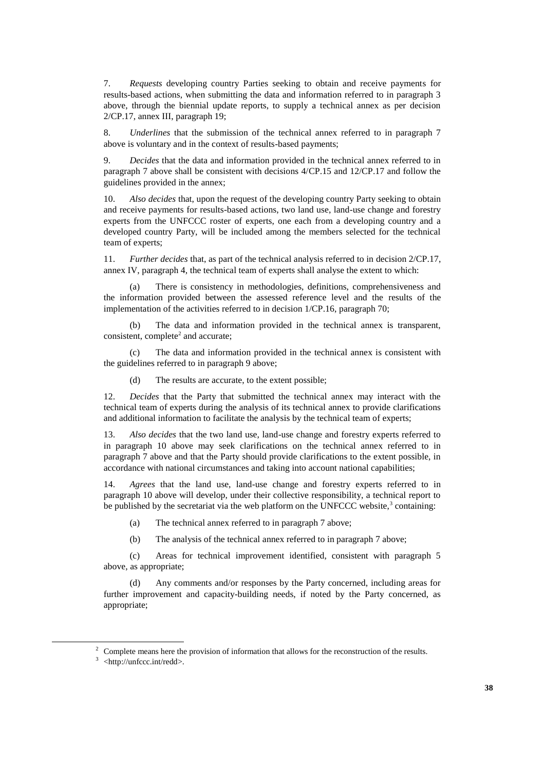7. *Requests* developing country Parties seeking to obtain and receive payments for results-based actions, when submitting the data and information referred to in paragraph 3 above, through the biennial update reports, to supply a technical annex as per decision 2/CP.17, annex III, paragraph 19;

8. *Underlines* that the submission of the technical annex referred to in paragraph 7 above is voluntary and in the context of results-based payments;

9. *Decides* that the data and information provided in the technical annex referred to in paragraph 7 above shall be consistent with decisions 4/CP.15 and 12/CP.17 and follow the guidelines provided in the annex;

10. *Also decides* that, upon the request of the developing country Party seeking to obtain and receive payments for results-based actions, two land use, land-use change and forestry experts from the UNFCCC roster of experts, one each from a developing country and a developed country Party, will be included among the members selected for the technical team of experts;

11. *Further decides* that, as part of the technical analysis referred to in decision 2/CP.17, annex IV, paragraph 4, the technical team of experts shall analyse the extent to which:

(a) There is consistency in methodologies, definitions, comprehensiveness and the information provided between the assessed reference level and the results of the implementation of the activities referred to in decision 1/CP.16, paragraph 70;

(b) The data and information provided in the technical annex is transparent, consistent, complete[2] and accurate;

(c) The data and information provided in the technical annex is consistent with the guidelines referred to in paragraph 9 above;

(d) The results are accurate, to the extent possible;

12. *Decides* that the Party that submitted the technical annex may interact with the technical team of experts during the analysis of its technical annex to provide clarifications and additional information to facilitate the analysis by the technical team of experts;

13. *Also decides* that the two land use, land-use change and forestry experts referred to in paragraph 10 above may seek clarifications on the technical annex referred to in paragraph 7 above and that the Party should provide clarifications to the extent possible, in accordance with national circumstances and taking into account national capabilities;

14. *Agrees* that the land use, land-use change and forestry experts referred to in paragraph 10 above will develop, under their collective responsibility, a technical report to be published by the secretariat via the web platform on the UNFCCC website,[3] containing:

(a) The technical annex referred to in paragraph 7 above;

(b) The analysis of the technical annex referred to in paragraph 7 above;

(c) Areas for technical improvement identified, consistent with paragraph 5 above, as appropriate;

(d) Any comments and/or responses by the Party concerned, including areas for further improvement and capacity-building needs, if noted by the Party concerned, as appropriate;

---

[2] Complete means here the provision of information that allows for the reconstruction of the results.

[3] <http://unfccc.int/redd>.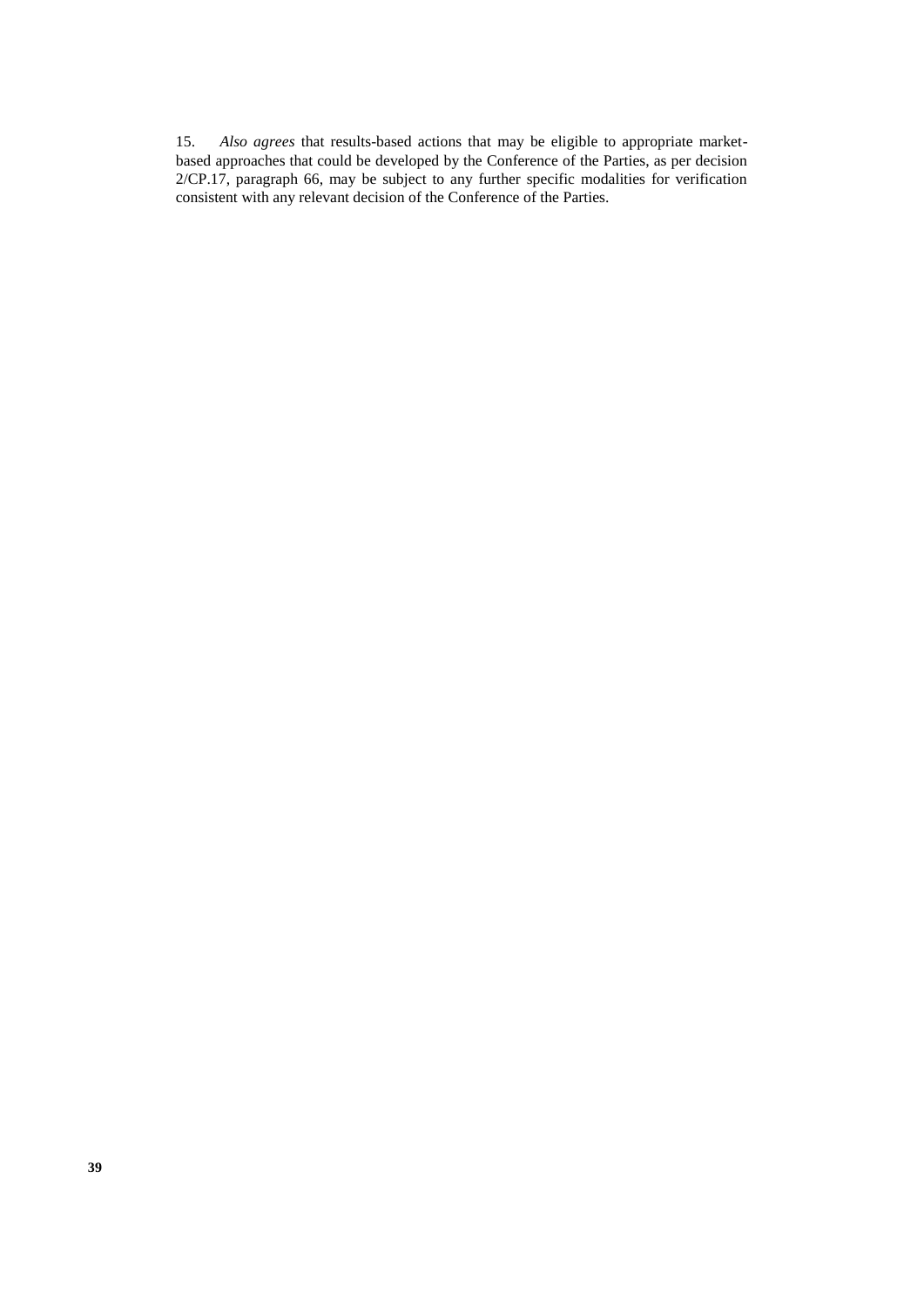15. *Also agrees* that results-based actions that may be eligible to appropriate market-based approaches that could be developed by the Conference of the Parties, as per decision 2/CP.17, paragraph 66, may be subject to any further specific modalities for verification consistent with any relevant decision of the Conference of the Parties.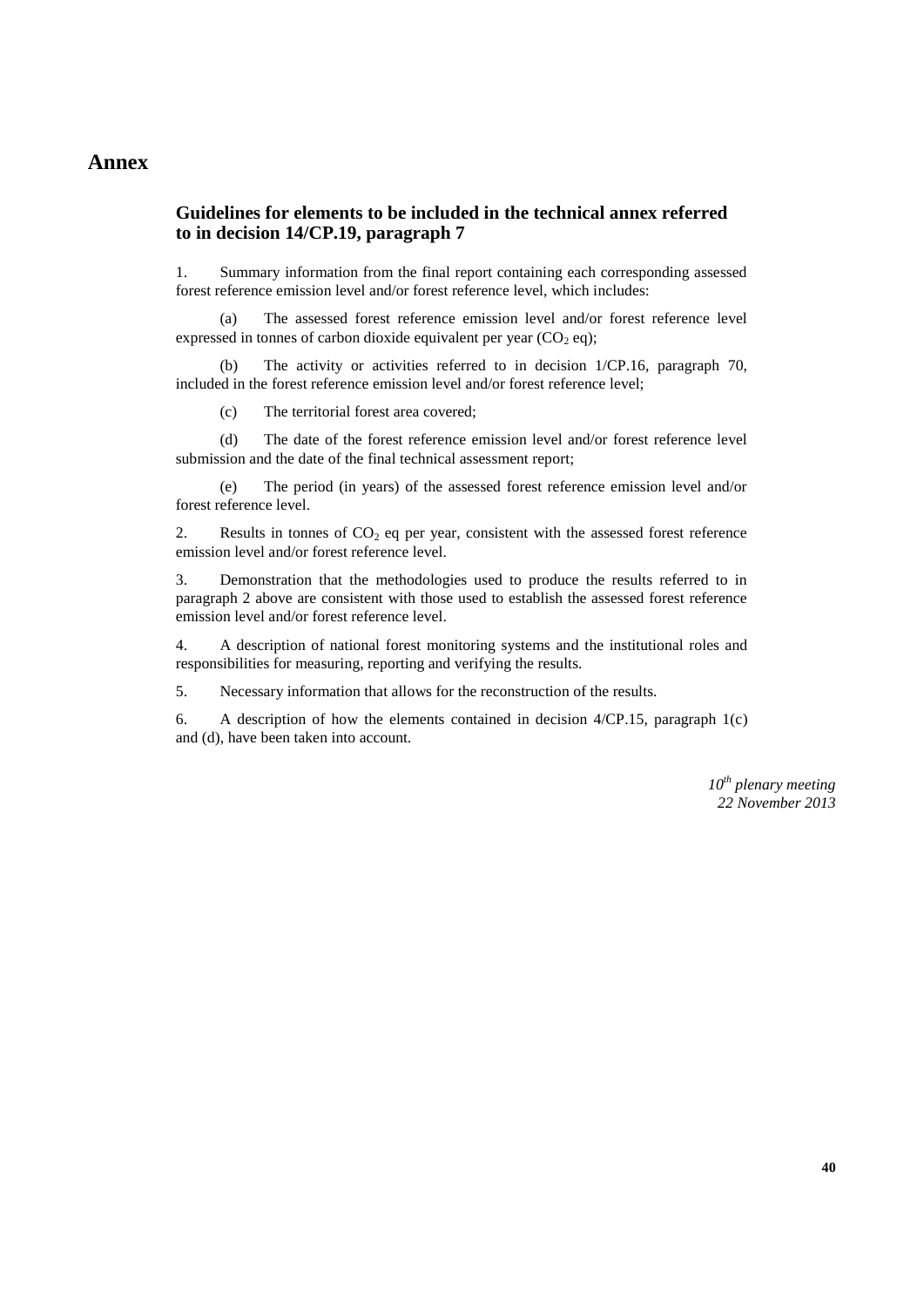# Annex

## Guidelines for elements to be included in the technical annex referred to in decision 14/CP.19, paragraph 7

1. Summary information from the final report containing each corresponding assessed forest reference emission level and/or forest reference level, which includes:

(a) The assessed forest reference emission level and/or forest reference level expressed in tonnes of carbon dioxide equivalent per year ($CO_2$ eq);

(b) The activity or activities referred to in decision 1/CP.16, paragraph 70, included in the forest reference emission level and/or forest reference level;

(c) The territorial forest area covered;

(d) The date of the forest reference emission level and/or forest reference level submission and the date of the final technical assessment report;

(e) The period (in years) of the assessed forest reference emission level and/or forest reference level.

2. Results in tonnes of $CO_2$ eq per year, consistent with the assessed forest reference emission level and/or forest reference level.

3. Demonstration that the methodologies used to produce the results referred to in paragraph 2 above are consistent with those used to establish the assessed forest reference emission level and/or forest reference level.

4. A description of national forest monitoring systems and the institutional roles and responsibilities for measuring, reporting and verifying the results.

5. Necessary information that allows for the reconstruction of the results.

6. A description of how the elements contained in decision 4/CP.15, paragraph 1(c) and (d), have been taken into account.

*10th plenary meeting*
*22 November 2013*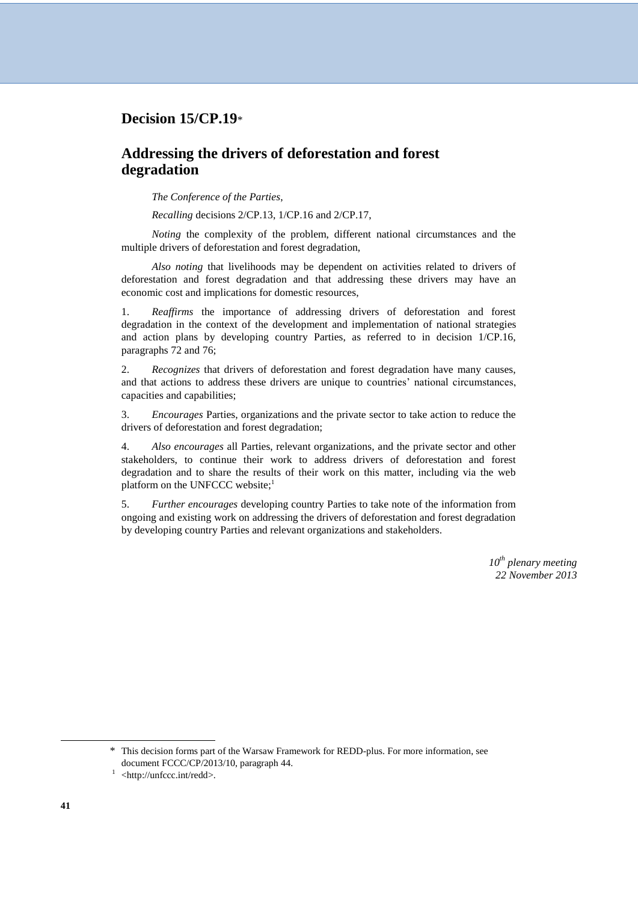# Decision 15/CP.19*

## Addressing the drivers of deforestation and forest degradation

*The Conference of the Parties*,

*Recalling* decisions 2/CP.13, 1/CP.16 and 2/CP.17,

*Noting* the complexity of the problem, different national circumstances and the multiple drivers of deforestation and forest degradation,

*Also noting* that livelihoods may be dependent on activities related to drivers of deforestation and forest degradation and that addressing these drivers may have an economic cost and implications for domestic resources,

1. *Reaffirms* the importance of addressing drivers of deforestation and forest degradation in the context of the development and implementation of national strategies and action plans by developing country Parties, as referred to in decision 1/CP.16, paragraphs 72 and 76;

2. *Recognizes* that drivers of deforestation and forest degradation have many causes, and that actions to address these drivers are unique to countries' national circumstances, capacities and capabilities;

3. *Encourages* Parties, organizations and the private sector to take action to reduce the drivers of deforestation and forest degradation;

4. *Also encourages* all Parties, relevant organizations, and the private sector and other stakeholders, to continue their work to address drivers of deforestation and forest degradation and to share the results of their work on this matter, including via the web platform on the UNFCCC website;[1]

5. *Further encourages* developing country Parties to take note of the information from ongoing and existing work on addressing the drivers of deforestation and forest degradation by developing country Parties and relevant organizations and stakeholders.

*10th plenary meeting*
*22 November 2013*

---

\* This decision forms part of the Warsaw Framework for REDD-plus. For more information, see document FCCC/CP/2013/10, paragraph 44.

[1] <http://unfccc.int/redd>.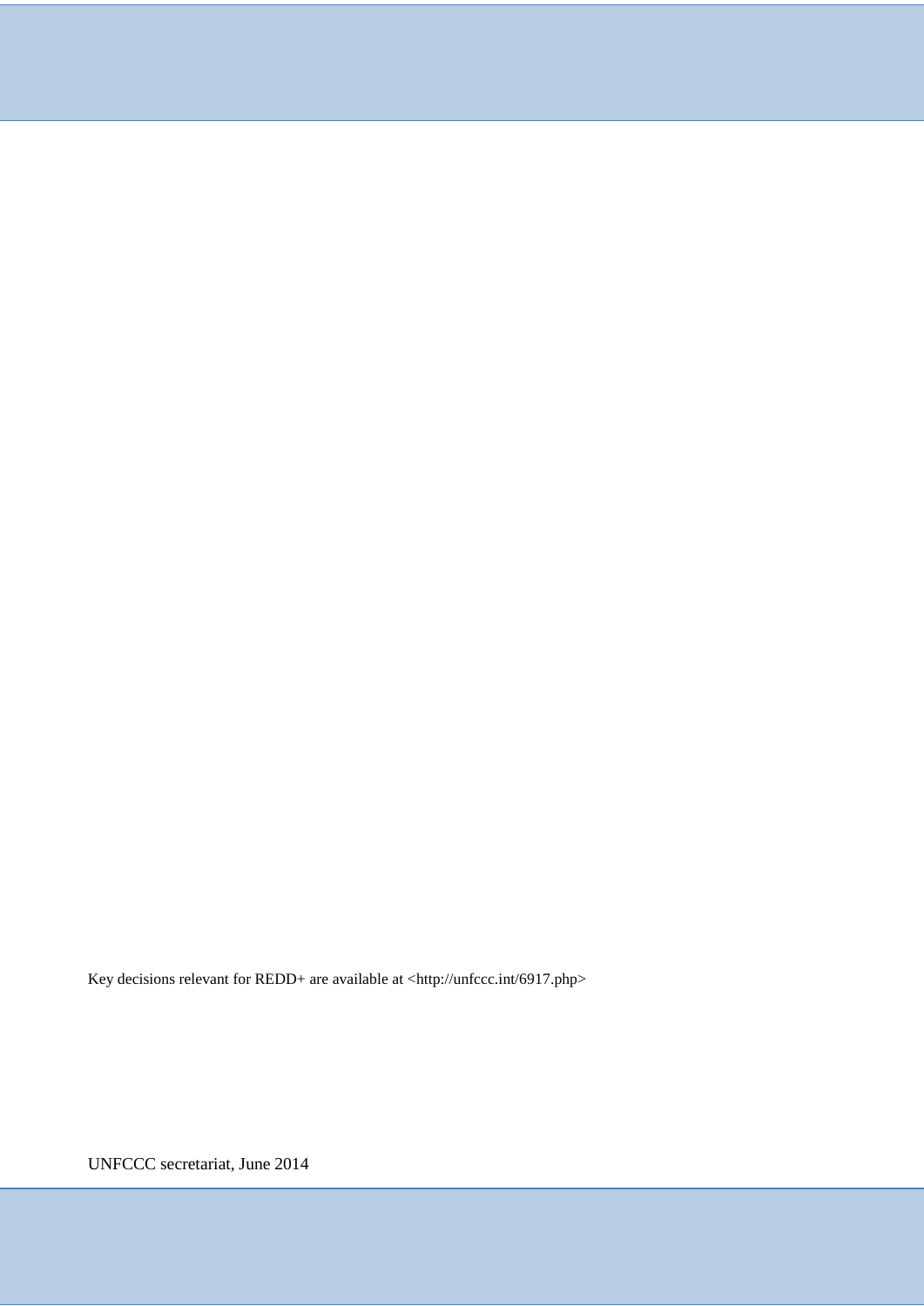Key decisions relevant for REDD+ are available at <http://unfccc.int/6917.php>

UNFCCC secretariat, June 2014